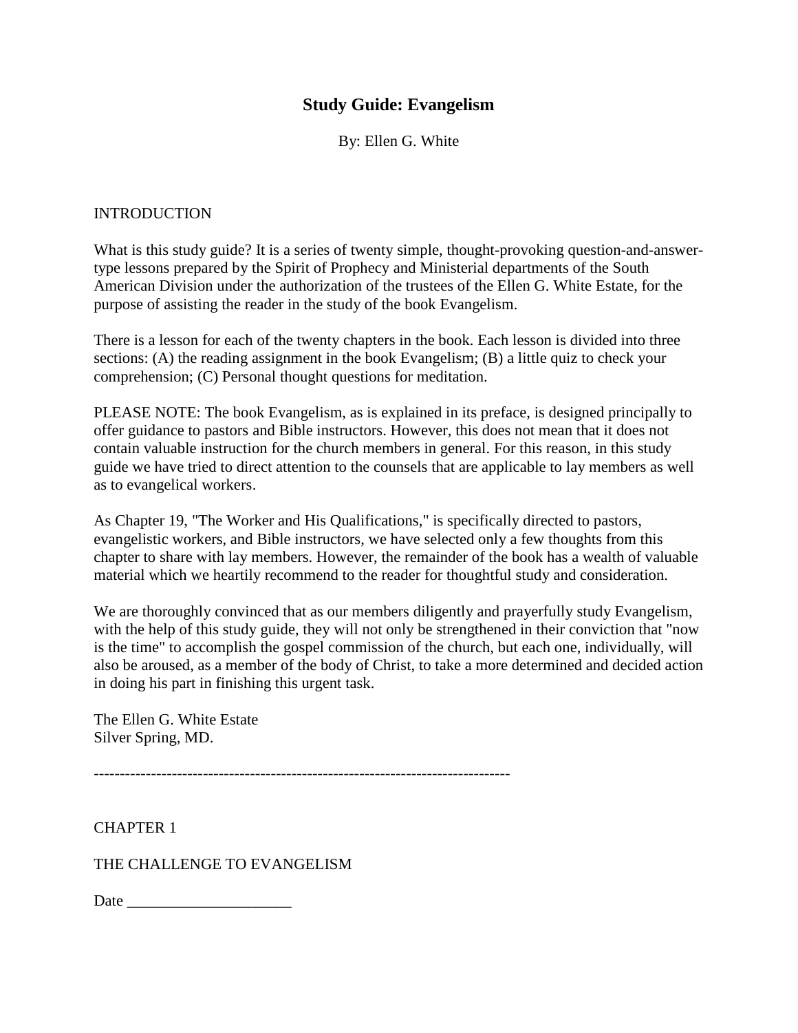# Study Guide: Evangelism

By: Ellen G. White

INTRODUCTION

What is this study guide? It is a series of twenty simple, thought-provoking question-and-answer-type lessons prepared by the Spirit of Prophecy and Ministerial departments of the South American Division under the authorization of the trustees of the Ellen G. White Estate, for the purpose of assisting the reader in the study of the book Evangelism.

There is a lesson for each of the twenty chapters in the book. Each lesson is divided into three sections: (A) the reading assignment in the book Evangelism; (B) a little quiz to check your comprehension; (C) Personal thought questions for meditation.

PLEASE NOTE: The book Evangelism, as is explained in its preface, is designed principally to offer guidance to pastors and Bible instructors. However, this does not mean that it does not contain valuable instruction for the church members in general. For this reason, in this study guide we have tried to direct attention to the counsels that are applicable to lay members as well as to evangelical workers.

As Chapter 19, "The Worker and His Qualifications," is specifically directed to pastors, evangelistic workers, and Bible instructors, we have selected only a few thoughts from this chapter to share with lay members. However, the remainder of the book has a wealth of valuable material which we heartily recommend to the reader for thoughtful study and consideration.

We are thoroughly convinced that as our members diligently and prayerfully study Evangelism, with the help of this study guide, they will not only be strengthened in their conviction that "now is the time" to accomplish the gospel commission of the church, but each one, individually, will also be aroused, as a member of the body of Christ, to take a more determined and decided action in doing his part in finishing this urgent task.

The Ellen G. White Estate
Silver Spring, MD.

--------------------------------------------------------------------------------

CHAPTER 1

THE CHALLENGE TO EVANGELISM

Date _____________________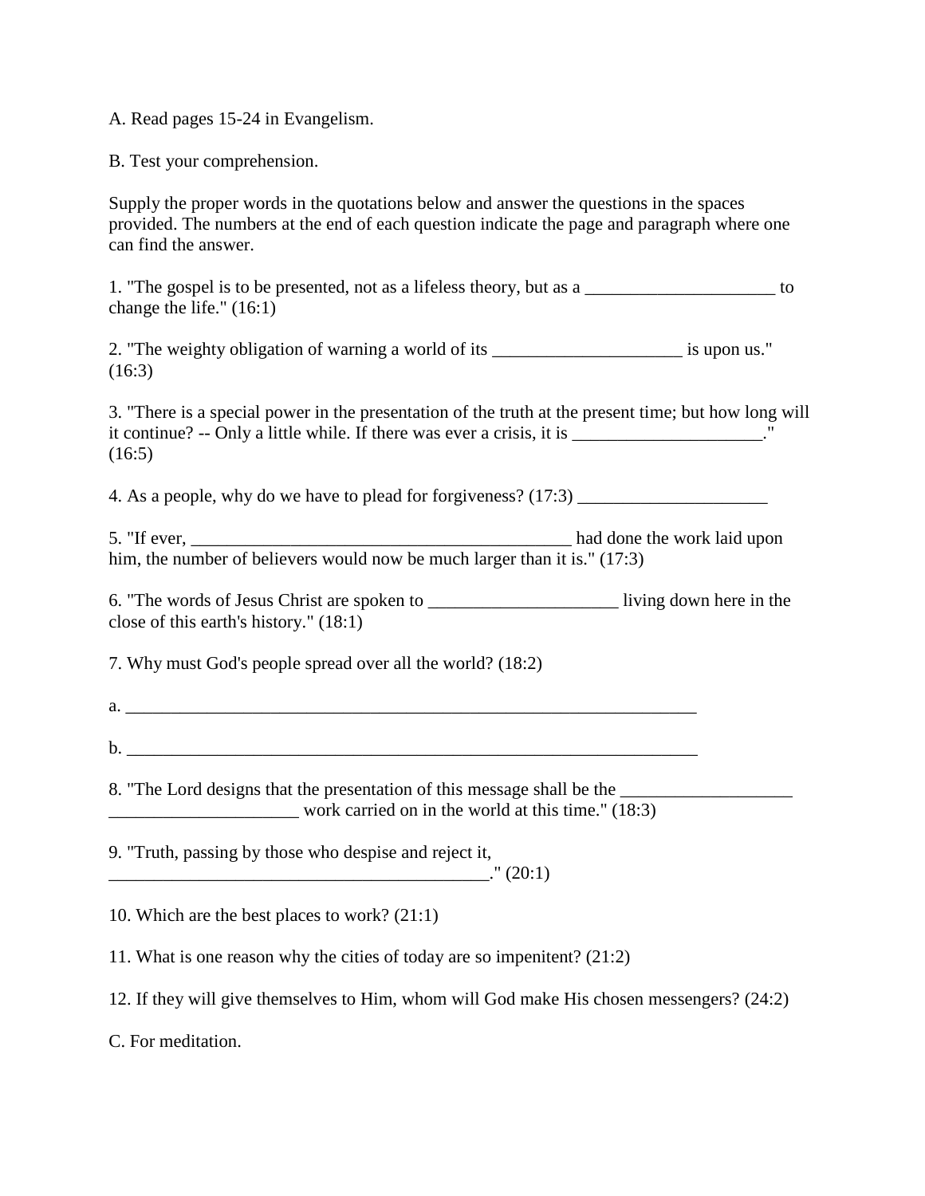A. Read pages 15-24 in Evangelism.

B. Test your comprehension.

Supply the proper words in the quotations below and answer the questions in the spaces provided. The numbers at the end of each question indicate the page and paragraph where one can find the answer.

1. "The gospel is to be presented, not as a lifeless theory, but as a _____________________ to change the life." (16:1)

2. "The weighty obligation of warning a world of its _____________________ is upon us." (16:3)

3. "There is a special power in the presentation of the truth at the present time; but how long will it continue? -- Only a little while. If there was ever a crisis, it is _____________________." (16:5)

4. As a people, why do we have to plead for forgiveness? (17:3) _____________________

5. "If ever, ___________________________________________ had done the work laid upon him, the number of believers would now be much larger than it is." (17:3)

6. "The words of Jesus Christ are spoken to _____________________ living down here in the close of this earth's history." (18:1)

7. Why must God's people spread over all the world? (18:2)

a. __________________________________________________________________

b. __________________________________________________________________

8. "The Lord designs that the presentation of this message shall be the ___________________ _____________________ work carried on in the world at this time." (18:3)

9. "Truth, passing by those who despise and reject it, ___________________________________________." (20:1)

10. Which are the best places to work? (21:1)

11. What is one reason why the cities of today are so impenitent? (21:2)

12. If they will give themselves to Him, whom will God make His chosen messengers? (24:2)

C. For meditation.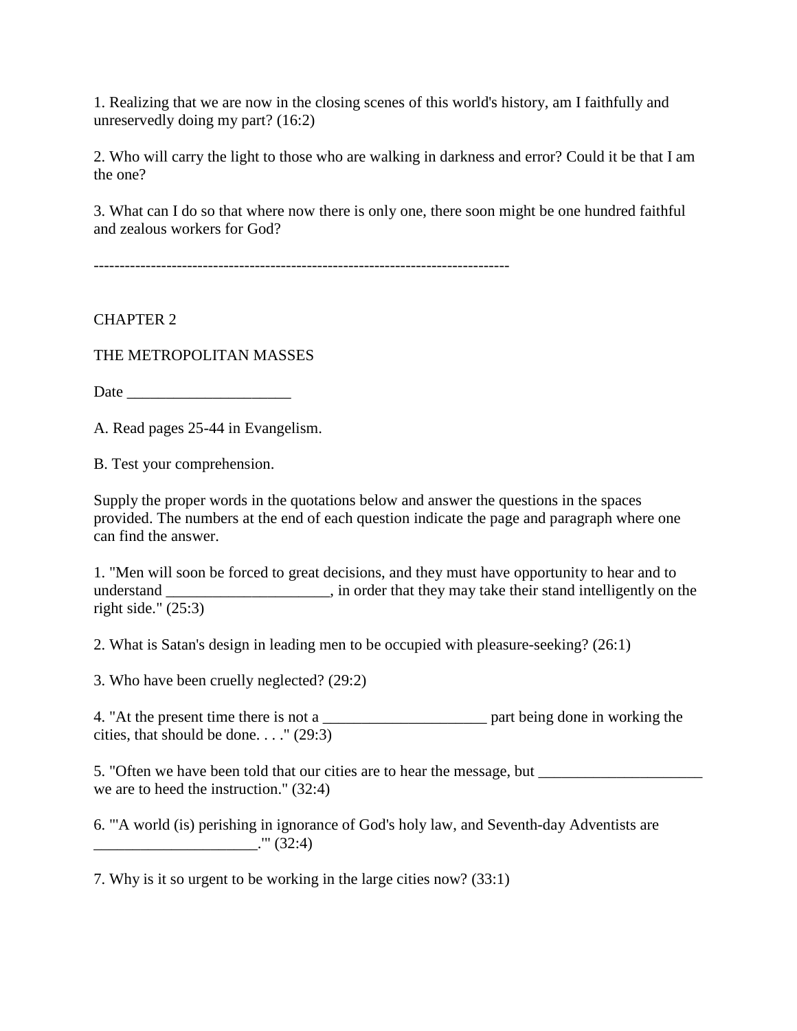1. Realizing that we are now in the closing scenes of this world's history, am I faithfully and unreservedly doing my part? (16:2)

2. Who will carry the light to those who are walking in darkness and error? Could it be that I am the one?

3. What can I do so that where now there is only one, there soon might be one hundred faithful and zealous workers for God?

--------------------------------------------------------------------------------

CHAPTER 2

THE METROPOLITAN MASSES

Date _____________________

A. Read pages 25-44 in Evangelism.

B. Test your comprehension.

Supply the proper words in the quotations below and answer the questions in the spaces provided. The numbers at the end of each question indicate the page and paragraph where one can find the answer.

1. "Men will soon be forced to great decisions, and they must have opportunity to hear and to understand _____________________, in order that they may take their stand intelligently on the right side." (25:3)

2. What is Satan's design in leading men to be occupied with pleasure-seeking? (26:1)

3. Who have been cruelly neglected? (29:2)

4. "At the present time there is not a _____________________ part being done in working the cities, that should be done. . . ." (29:3)

5. "Often we have been told that our cities are to hear the message, but _____________________ we are to heed the instruction." (32:4)

6. "'A world (is) perishing in ignorance of God's holy law, and Seventh-day Adventists are _____________________.'" (32:4)

7. Why is it so urgent to be working in the large cities now? (33:1)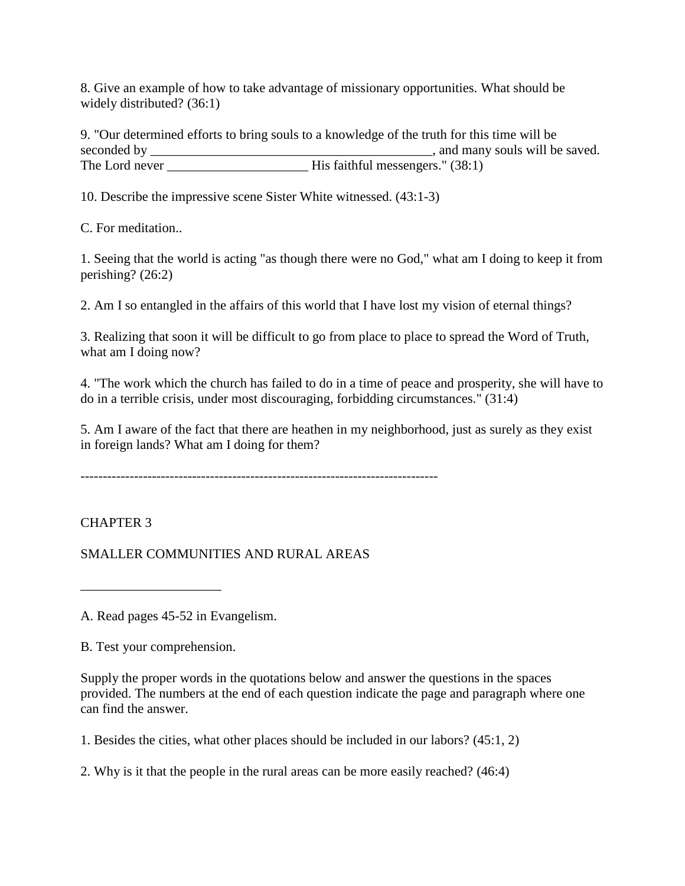8. Give an example of how to take advantage of missionary opportunities. What should be widely distributed? (36:1)

9. "Our determined efforts to bring souls to a knowledge of the truth for this time will be seconded by ___________________________________________, and many souls will be saved. The Lord never _____________________ His faithful messengers." (38:1)

10. Describe the impressive scene Sister White witnessed. (43:1-3)

C. For meditation..

1. Seeing that the world is acting "as though there were no God," what am I doing to keep it from perishing? (26:2)

2. Am I so entangled in the affairs of this world that I have lost my vision of eternal things?

3. Realizing that soon it will be difficult to go from place to place to spread the Word of Truth, what am I doing now?

4. "The work which the church has failed to do in a time of peace and prosperity, she will have to do in a terrible crisis, under most discouraging, forbidding circumstances." (31:4)

5. Am I aware of the fact that there are heathen in my neighborhood, just as surely as they exist in foreign lands? What am I doing for them?

--------------------------------------------------------------------------------

# CHAPTER 3

## SMALLER COMMUNITIES AND RURAL AREAS

_____________________

A. Read pages 45-52 in Evangelism.

B. Test your comprehension.

Supply the proper words in the quotations below and answer the questions in the spaces provided. The numbers at the end of each question indicate the page and paragraph where one can find the answer.

1. Besides the cities, what other places should be included in our labors? (45:1, 2)

2. Why is it that the people in the rural areas can be more easily reached? (46:4)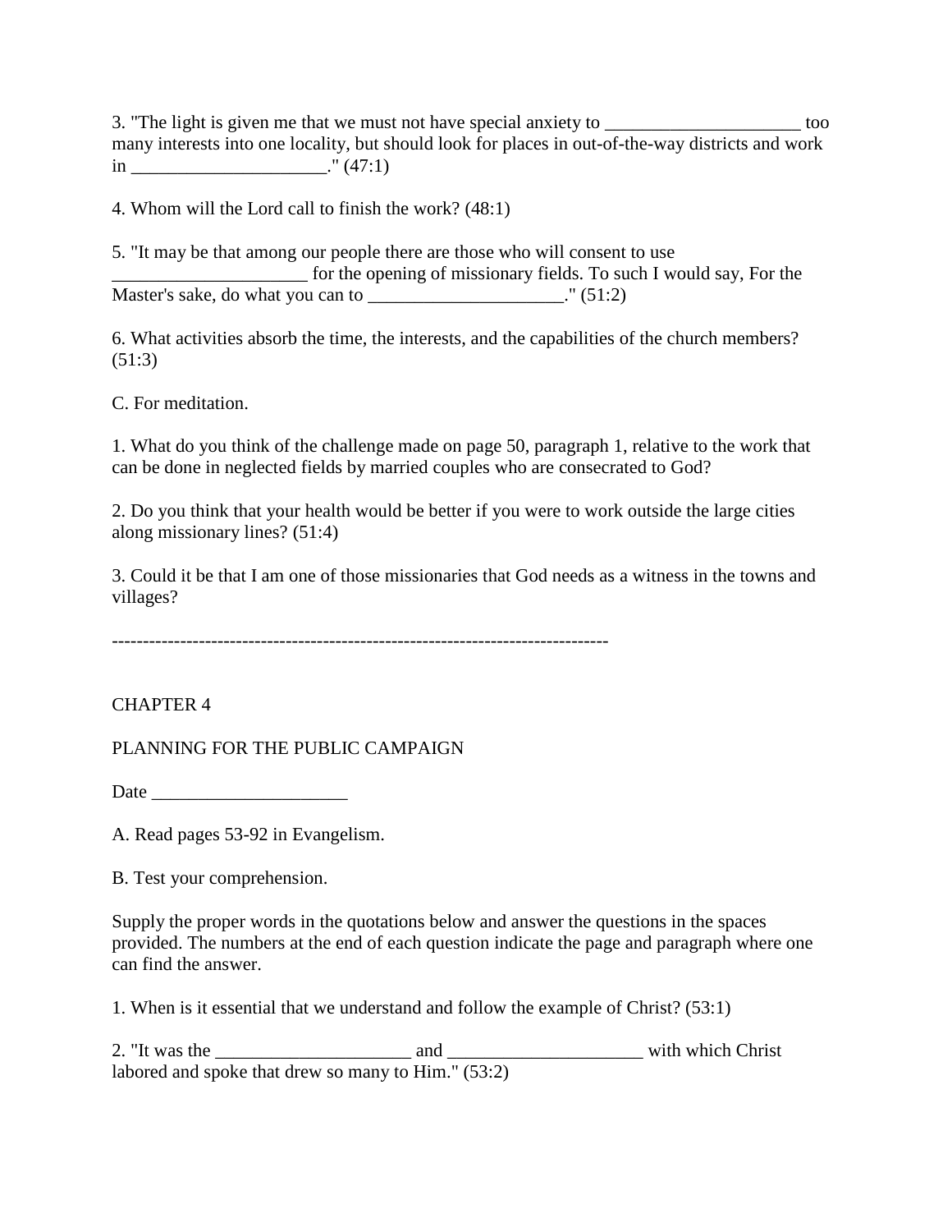3. "The light is given me that we must not have special anxiety to _____________________ too many interests into one locality, but should look for places in out-of-the-way districts and work in _____________________." (47:1)

4. Whom will the Lord call to finish the work? (48:1)

5. "It may be that among our people there are those who will consent to use _____________________ for the opening of missionary fields. To such I would say, For the Master's sake, do what you can to _____________________." (51:2)

6. What activities absorb the time, the interests, and the capabilities of the church members? (51:3)

C. For meditation.

1. What do you think of the challenge made on page 50, paragraph 1, relative to the work that can be done in neglected fields by married couples who are consecrated to God?

2. Do you think that your health would be better if you were to work outside the large cities along missionary lines? (51:4)

3. Could it be that I am one of those missionaries that God needs as a witness in the towns and villages?

--------------------------------------------------------------------------------

## CHAPTER 4

## PLANNING FOR THE PUBLIC CAMPAIGN

Date _____________________

A. Read pages 53-92 in Evangelism.

B. Test your comprehension.

Supply the proper words in the quotations below and answer the questions in the spaces provided. The numbers at the end of each question indicate the page and paragraph where one can find the answer.

1. When is it essential that we understand and follow the example of Christ? (53:1)

2. "It was the _____________________ and _____________________ with which Christ labored and spoke that drew so many to Him." (53:2)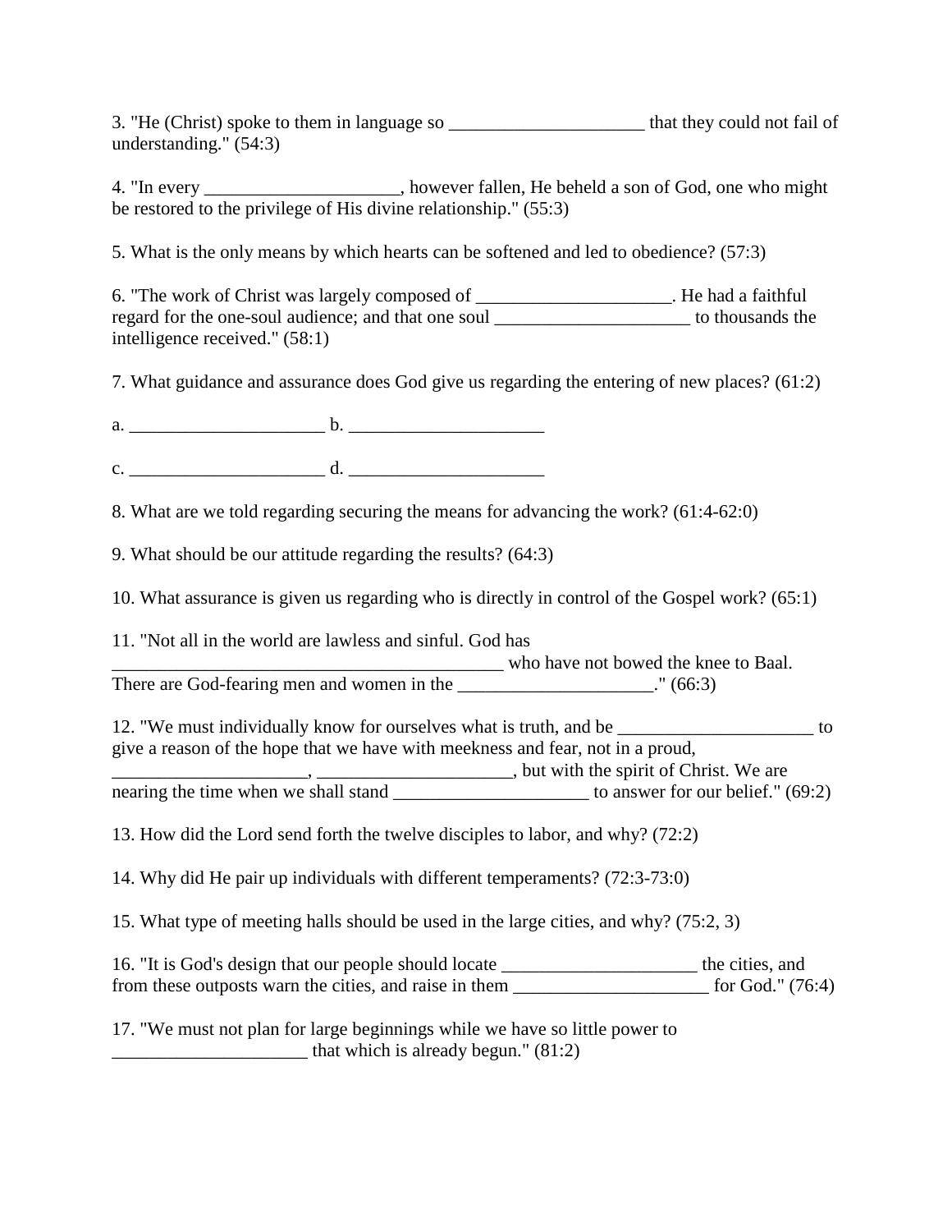3. "He (Christ) spoke to them in language so _____________________ that they could not fail of understanding." (54:3)

4. "In every _____________________, however fallen, He beheld a son of God, one who might be restored to the privilege of His divine relationship." (55:3)

5. What is the only means by which hearts can be softened and led to obedience? (57:3)

6. "The work of Christ was largely composed of _____________________. He had a faithful regard for the one-soul audience; and that one soul _____________________ to thousands the intelligence received." (58:1)

7. What guidance and assurance does God give us regarding the entering of new places? (61:2)

a. _____________________ b. _____________________

c. _____________________ d. _____________________

8. What are we told regarding securing the means for advancing the work? (61:4-62:0)

9. What should be our attitude regarding the results? (64:3)

10. What assurance is given us regarding who is directly in control of the Gospel work? (65:1)

11. "Not all in the world are lawless and sinful. God has ___________________________________________ who have not bowed the knee to Baal. There are God-fearing men and women in the _____________________." (66:3)

12. "We must individually know for ourselves what is truth, and be _____________________ to give a reason of the hope that we have with meekness and fear, not in a proud, _____________________, _____________________, but with the spirit of Christ. We are nearing the time when we shall stand _____________________ to answer for our belief." (69:2)

13. How did the Lord send forth the twelve disciples to labor, and why? (72:2)

14. Why did He pair up individuals with different temperaments? (72:3-73:0)

15. What type of meeting halls should be used in the large cities, and why? (75:2, 3)

16. "It is God's design that our people should locate _____________________ the cities, and from these outposts warn the cities, and raise in them _____________________ for God." (76:4)

17. "We must not plan for large beginnings while we have so little power to _____________________ that which is already begun." (81:2)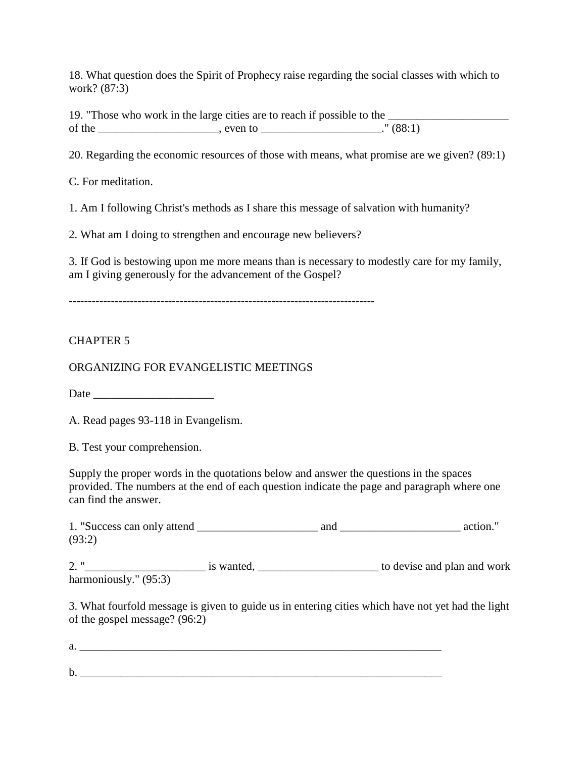18. What question does the Spirit of Prophecy raise regarding the social classes with which to work? (87:3)

19. "Those who work in the large cities are to reach if possible to the _____________________ of the _____________________, even to _____________________." (88:1)

20. Regarding the economic resources of those with means, what promise are we given? (89:1)

C. For meditation.

1. Am I following Christ's methods as I share this message of salvation with humanity?

2. What am I doing to strengthen and encourage new believers?

3. If God is bestowing upon me more means than is necessary to modestly care for my family, am I giving generously for the advancement of the Gospel?

--------------------------------------------------------------------------------

CHAPTER 5

ORGANIZING FOR EVANGELISTIC MEETINGS

Date _____________________

A. Read pages 93-118 in Evangelism.

B. Test your comprehension.

Supply the proper words in the quotations below and answer the questions in the spaces provided. The numbers at the end of each question indicate the page and paragraph where one can find the answer.

1. "Success can only attend _____________________ and _____________________ action." (93:2)

2. "_____________________ is wanted, _____________________ to devise and plan and work harmoniously." (95:3)

3. What fourfold message is given to guide us in entering cities which have not yet had the light of the gospel message? (96:2)

a. ___________________________________________________________________

b. ___________________________________________________________________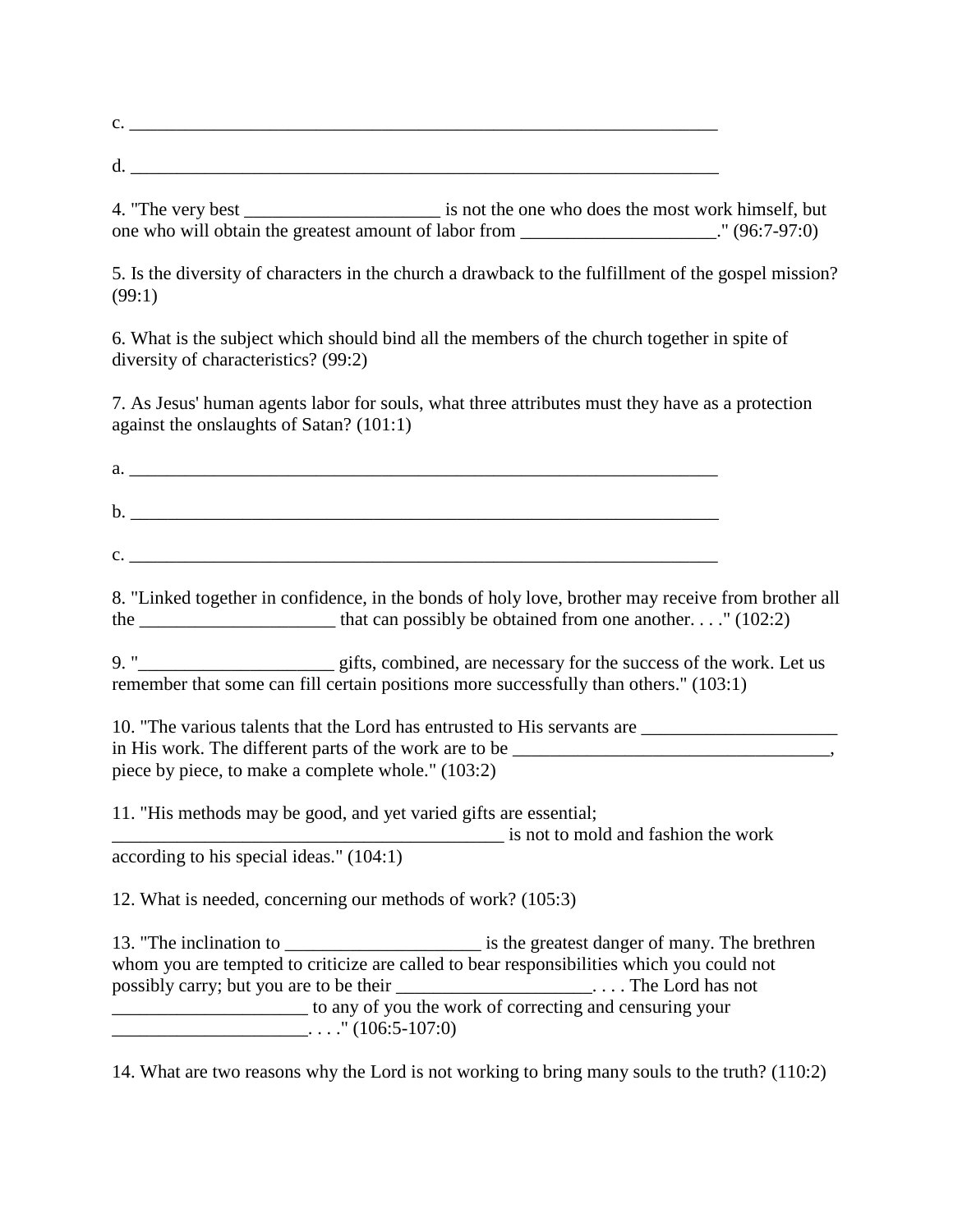c. _____________________________________________________________________

d. _____________________________________________________________________

4. "The very best _____________________ is not the one who does the most work himself, but one who will obtain the greatest amount of labor from _____________________." (96:7-97:0)

5. Is the diversity of characters in the church a drawback to the fulfillment of the gospel mission? (99:1)

6. What is the subject which should bind all the members of the church together in spite of diversity of characteristics? (99:2)

7. As Jesus' human agents labor for souls, what three attributes must they have as a protection against the onslaughts of Satan? (101:1)

a. _____________________________________________________________________

b. _____________________________________________________________________

c. _____________________________________________________________________

8. "Linked together in confidence, in the bonds of holy love, brother may receive from brother all the _____________________ that can possibly be obtained from one another. . . ." (102:2)

9. "_____________________ gifts, combined, are necessary for the success of the work. Let us remember that some can fill certain positions more successfully than others." (103:1)

10. "The various talents that the Lord has entrusted to His servants are _____________________ in His work. The different parts of the work are to be __________________________________, piece by piece, to make a complete whole." (103:2)

11. "His methods may be good, and yet varied gifts are essential; ____________________________________________ is not to mold and fashion the work according to his special ideas." (104:1)

12. What is needed, concerning our methods of work? (105:3)

13. "The inclination to _____________________ is the greatest danger of many. The brethren whom you are tempted to criticize are called to bear responsibilities which you could not possibly carry; but you are to be their _____________________. . . . The Lord has not _____________________ to any of you the work of correcting and censuring your _____________________. . . ." (106:5-107:0)

14. What are two reasons why the Lord is not working to bring many souls to the truth? (110:2)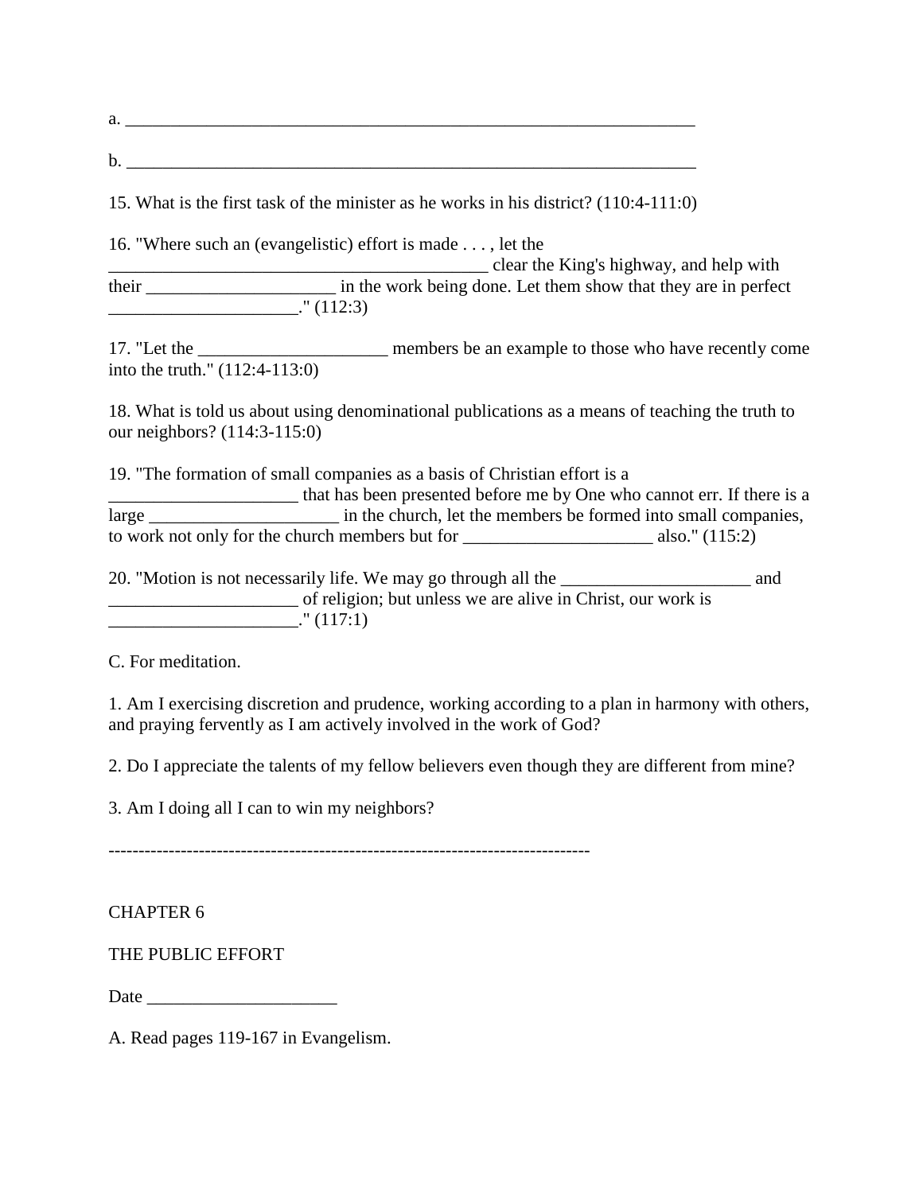a. ____________________________________________________________________

b. ____________________________________________________________________

15. What is the first task of the minister as he works in his district? (110:4-111:0)

16. "Where such an (evangelistic) effort is made . . . , let the ________________________________________ clear the King's highway, and help with their _____________________ in the work being done. Let them show that they are in perfect _____________________." (112:3)

17. "Let the _____________________ members be an example to those who have recently come into the truth." (112:4-113:0)

18. What is told us about using denominational publications as a means of teaching the truth to our neighbors? (114:3-115:0)

19. "The formation of small companies as a basis of Christian effort is a _____________________ that has been presented before me by One who cannot err. If there is a large _____________________ in the church, let the members be formed into small companies, to work not only for the church members but for _____________________ also." (115:2)

20. "Motion is not necessarily life. We may go through all the _____________________ and _____________________ of religion; but unless we are alive in Christ, our work is _____________________." (117:1)

C. For meditation.

1. Am I exercising discretion and prudence, working according to a plan in harmony with others, and praying fervently as I am actively involved in the work of God?

2. Do I appreciate the talents of my fellow believers even though they are different from mine?

3. Am I doing all I can to win my neighbors?

--------------------------------------------------------------------------------

CHAPTER 6

THE PUBLIC EFFORT

Date _____________________

A. Read pages 119-167 in Evangelism.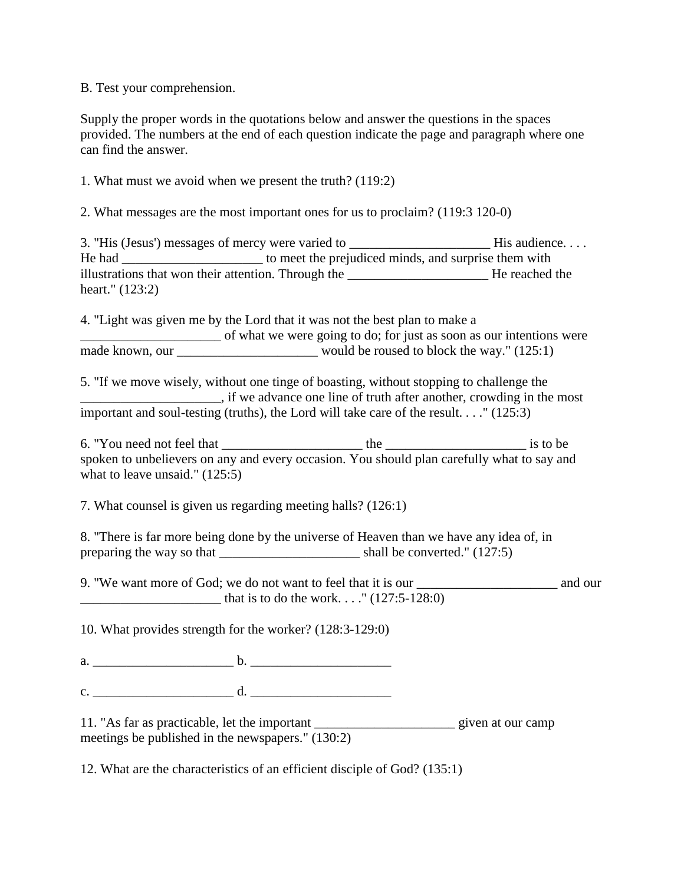B. Test your comprehension.

Supply the proper words in the quotations below and answer the questions in the spaces provided. The numbers at the end of each question indicate the page and paragraph where one can find the answer.

1. What must we avoid when we present the truth? (119:2)

2. What messages are the most important ones for us to proclaim? (119:3 120-0)

3. "His (Jesus') messages of mercy were varied to _____________________ His audience. . . . He had _____________________ to meet the prejudiced minds, and surprise them with illustrations that won their attention. Through the _____________________ He reached the heart." (123:2)

4. "Light was given me by the Lord that it was not the best plan to make a _____________________ of what we were going to do; for just as soon as our intentions were made known, our _____________________ would be roused to block the way." (125:1)

5. "If we move wisely, without one tinge of boasting, without stopping to challenge the _____________________, if we advance one line of truth after another, crowding in the most important and soul-testing (truths), the Lord will take care of the result. . . ." (125:3)

6. "You need not feel that _____________________ the _____________________ is to be spoken to unbelievers on any and every occasion. You should plan carefully what to say and what to leave unsaid." (125:5)

7. What counsel is given us regarding meeting halls? (126:1)

8. "There is far more being done by the universe of Heaven than we have any idea of, in preparing the way so that _____________________ shall be converted." (127:5)

9. "We want more of God; we do not want to feel that it is our _____________________ and our _____________________ that is to do the work. . . ." (127:5-128:0)

10. What provides strength for the worker? (128:3-129:0)

a. _____________________ b. _____________________

c. _____________________ d. _____________________

11. "As far as practicable, let the important _____________________ given at our camp meetings be published in the newspapers." (130:2)

12. What are the characteristics of an efficient disciple of God? (135:1)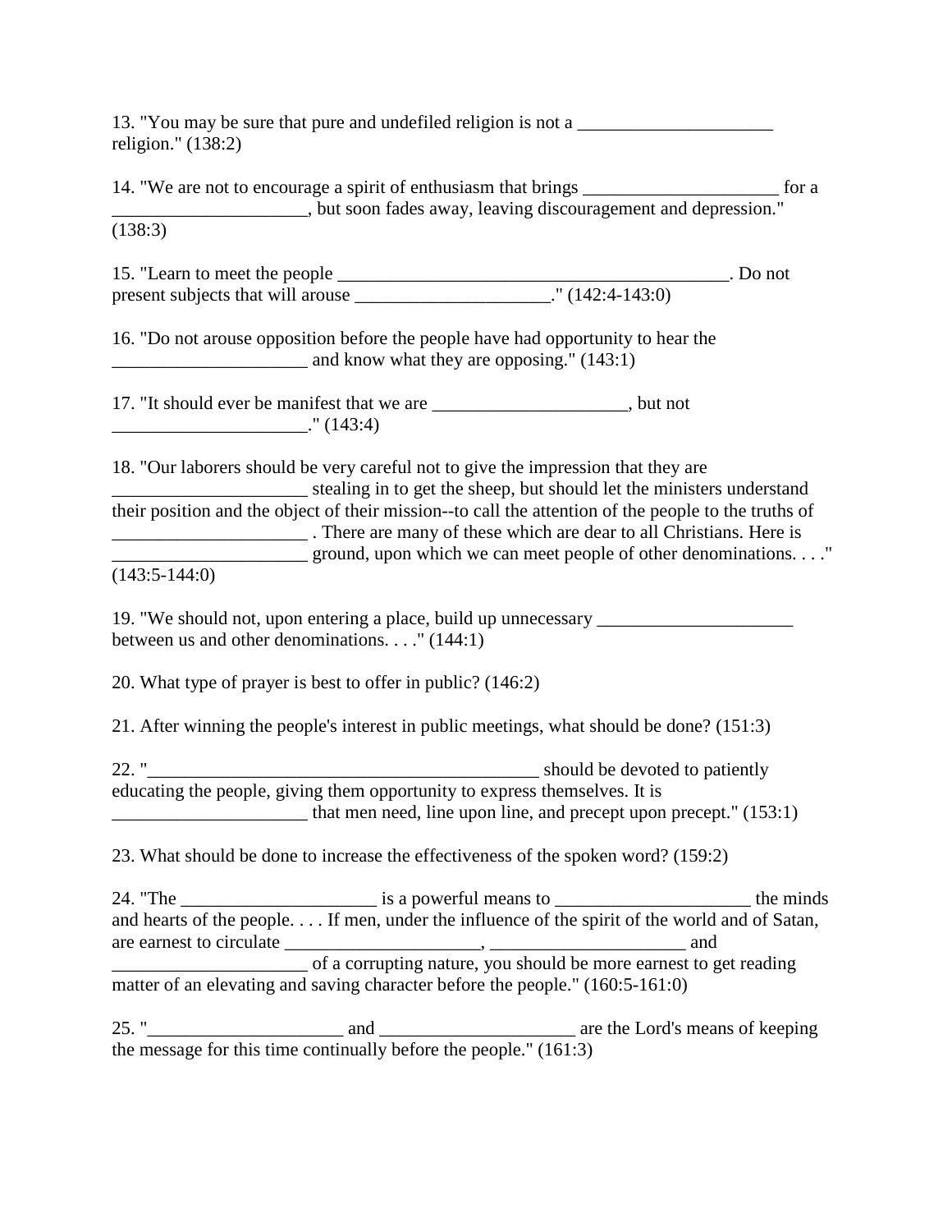13. "You may be sure that pure and undefiled religion is not a _____________________ religion." (138:2)

14. "We are not to encourage a spirit of enthusiasm that brings _____________________ for a _____________________, but soon fades away, leaving discouragement and depression." (138:3)

15. "Learn to meet the people ___________________________________________. Do not present subjects that will arouse _____________________." (142:4-143:0)

16. "Do not arouse opposition before the people have had opportunity to hear the _____________________ and know what they are opposing." (143:1)

17. "It should ever be manifest that we are _____________________, but not _____________________." (143:4)

18. "Our laborers should be very careful not to give the impression that they are _____________________ stealing in to get the sheep, but should let the ministers understand their position and the object of their mission--to call the attention of the people to the truths of _____________________ . There are many of these which are dear to all Christians. Here is _____________________ ground, upon which we can meet people of other denominations. . . ." (143:5-144:0)

19. "We should not, upon entering a place, build up unnecessary _____________________ between us and other denominations. . . ." (144:1)

20. What type of prayer is best to offer in public? (146:2)

21. After winning the people's interest in public meetings, what should be done? (151:3)

22. "___________________________________________ should be devoted to patiently educating the people, giving them opportunity to express themselves. It is _____________________ that men need, line upon line, and precept upon precept." (153:1)

23. What should be done to increase the effectiveness of the spoken word? (159:2)

24. "The _____________________ is a powerful means to _____________________ the minds and hearts of the people. . . . If men, under the influence of the spirit of the world and of Satan, are earnest to circulate _____________________, _____________________ and _____________________ of a corrupting nature, you should be more earnest to get reading matter of an elevating and saving character before the people." (160:5-161:0)

25. "_____________________ and _____________________ are the Lord's means of keeping the message for this time continually before the people." (161:3)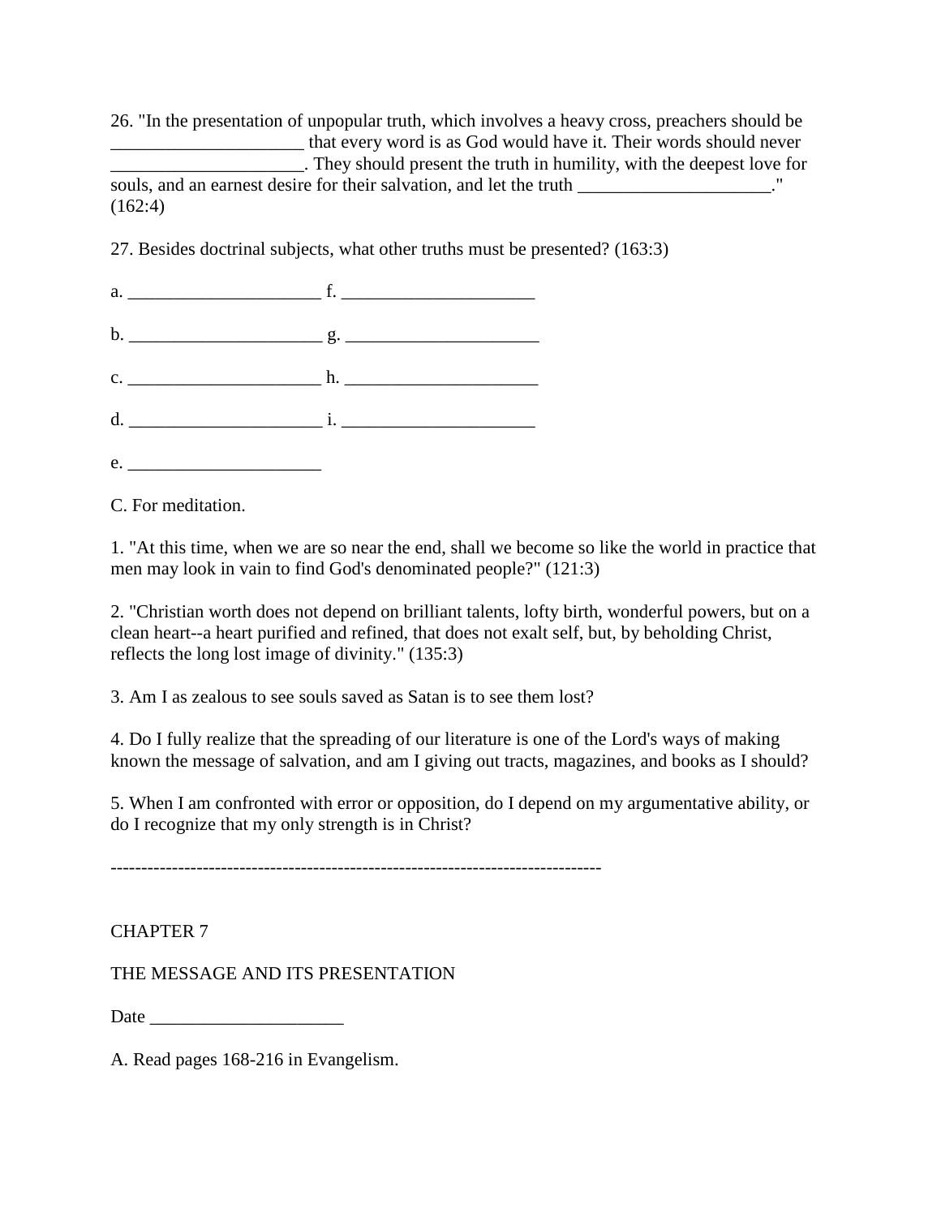26. "In the presentation of unpopular truth, which involves a heavy cross, preachers should be _____________________ that every word is as God would have it. Their words should never _____________________. They should present the truth in humility, with the deepest love for souls, and an earnest desire for their salvation, and let the truth _____________________." (162:4)

27. Besides doctrinal subjects, what other truths must be presented? (163:3)

a. _____________________ f. _____________________

b. _____________________ g. _____________________

c. _____________________ h. _____________________

d. _____________________ i. _____________________

e. _____________________

C. For meditation.

1. "At this time, when we are so near the end, shall we become so like the world in practice that men may look in vain to find God's denominated people?" (121:3)

2. "Christian worth does not depend on brilliant talents, lofty birth, wonderful powers, but on a clean heart--a heart purified and refined, that does not exalt self, but, by beholding Christ, reflects the long lost image of divinity." (135:3)

3. Am I as zealous to see souls saved as Satan is to see them lost?

4. Do I fully realize that the spreading of our literature is one of the Lord's ways of making known the message of salvation, and am I giving out tracts, magazines, and books as I should?

5. When I am confronted with error or opposition, do I depend on my argumentative ability, or do I recognize that my only strength is in Christ?

--------------------------------------------------------------------------------

CHAPTER 7

THE MESSAGE AND ITS PRESENTATION

Date _____________________

A. Read pages 168-216 in Evangelism.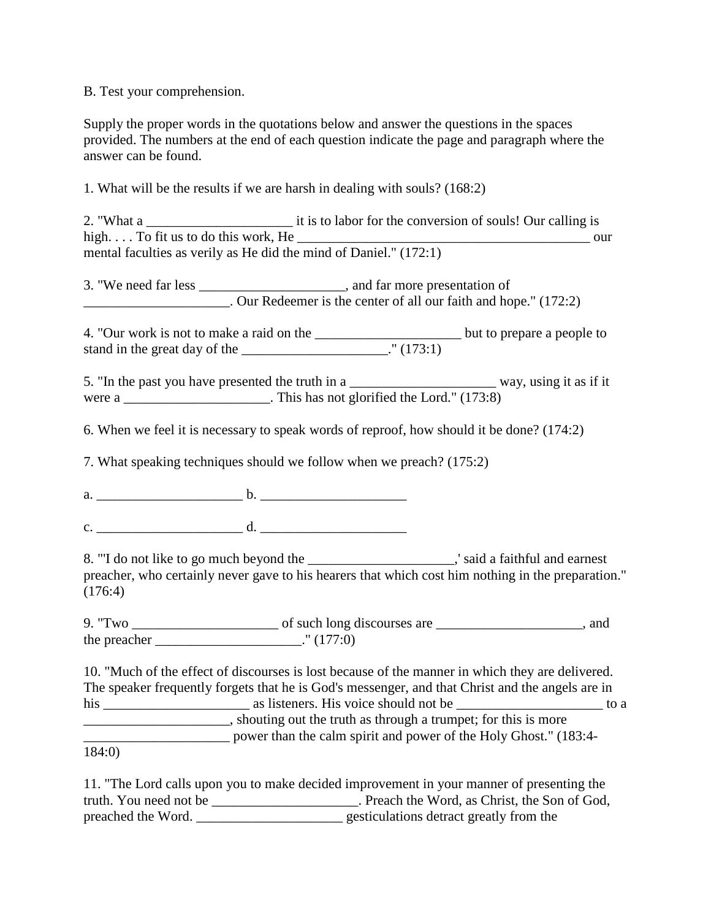B. Test your comprehension.

Supply the proper words in the quotations below and answer the questions in the spaces provided. The numbers at the end of each question indicate the page and paragraph where the answer can be found.

1. What will be the results if we are harsh in dealing with souls? (168:2)

2. "What a _____________________ it is to labor for the conversion of souls! Our calling is high. . . . To fit us to do this work, He ____________________________________________ our mental faculties as verily as He did the mind of Daniel." (172:1)

3. "We need far less _____________________, and far more presentation of _____________________. Our Redeemer is the center of all our faith and hope." (172:2)

4. "Our work is not to make a raid on the _____________________ but to prepare a people to stand in the great day of the _____________________." (173:1)

5. "In the past you have presented the truth in a _____________________ way, using it as if it were a _____________________. This has not glorified the Lord." (173:8)

6. When we feel it is necessary to speak words of reproof, how should it be done? (174:2)

7. What speaking techniques should we follow when we preach? (175:2)

a. _____________________ b. _____________________

c. _____________________ d. _____________________

8. "'I do not like to go much beyond the _____________________,' said a faithful and earnest preacher, who certainly never gave to his hearers that which cost him nothing in the preparation." (176:4)

9. "Two _____________________ of such long discourses are _____________________, and the preacher _____________________." (177:0)

10. "Much of the effect of discourses is lost because of the manner in which they are delivered. The speaker frequently forgets that he is God's messenger, and that Christ and the angels are in his _____________________ as listeners. His voice should not be _____________________ to a _____________________, shouting out the truth as through a trumpet; for this is more _____________________ power than the calm spirit and power of the Holy Ghost." (183:4-184:0)

11. "The Lord calls upon you to make decided improvement in your manner of presenting the truth. You need not be _____________________. Preach the Word, as Christ, the Son of God, preached the Word. _____________________ gesticulations detract greatly from the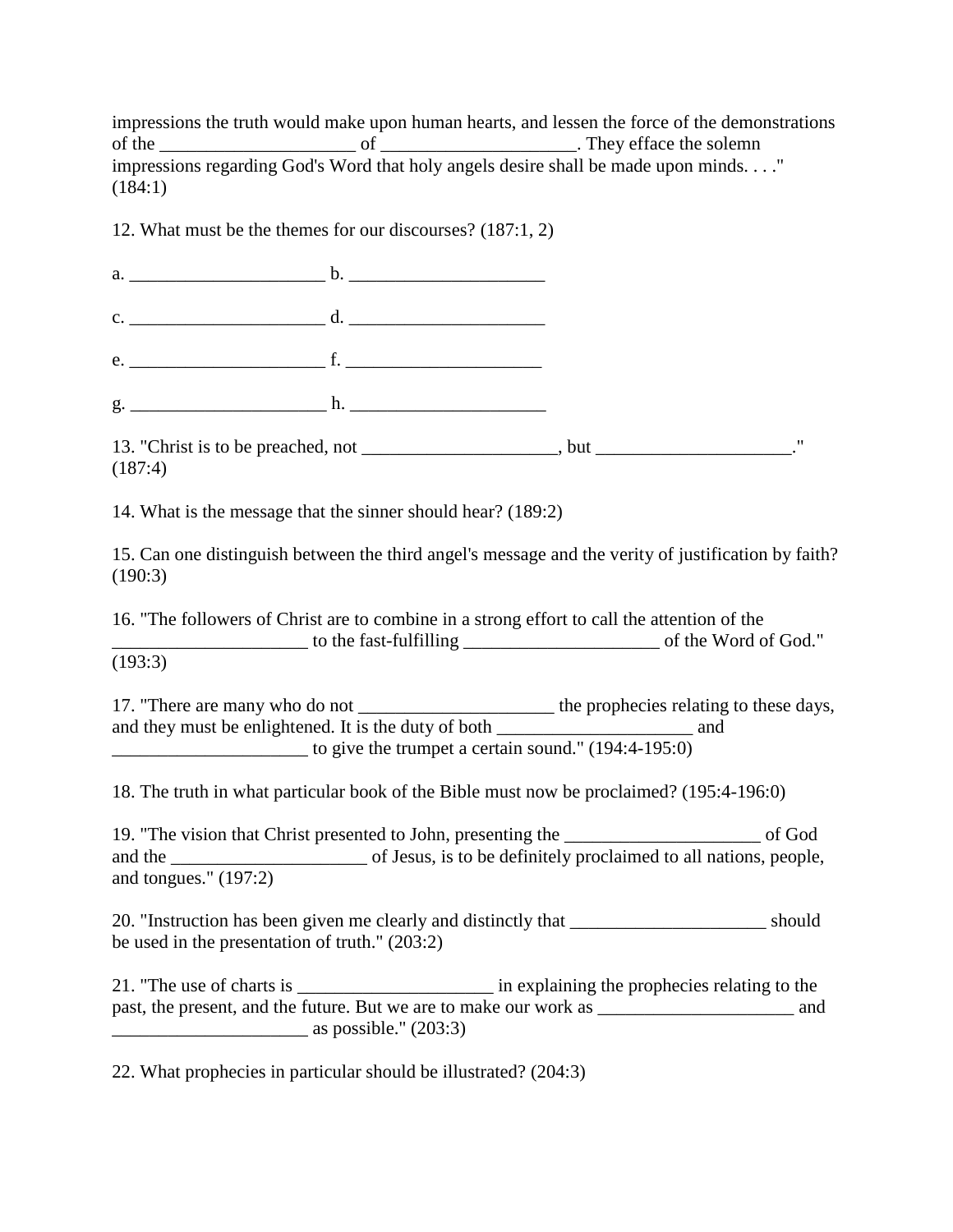impressions the truth would make upon human hearts, and lessen the force of the demonstrations of the _____________________ of _____________________. They efface the solemn impressions regarding God's Word that holy angels desire shall be made upon minds. . . ." (184:1)

12. What must be the themes for our discourses? (187:1, 2)

a. _____________________ b. _____________________

c. _____________________ d. _____________________

e. _____________________ f. _____________________

g. _____________________ h. _____________________

13. "Christ is to be preached, not _____________________, but _____________________." (187:4)

14. What is the message that the sinner should hear? (189:2)

15. Can one distinguish between the third angel's message and the verity of justification by faith? (190:3)

16. "The followers of Christ are to combine in a strong effort to call the attention of the _____________________ to the fast-fulfilling _____________________ of the Word of God." (193:3)

17. "There are many who do not _____________________ the prophecies relating to these days, and they must be enlightened. It is the duty of both _____________________ and _____________________ to give the trumpet a certain sound." (194:4-195:0)

18. The truth in what particular book of the Bible must now be proclaimed? (195:4-196:0)

19. "The vision that Christ presented to John, presenting the _____________________ of God and the _____________________ of Jesus, is to be definitely proclaimed to all nations, people, and tongues." (197:2)

20. "Instruction has been given me clearly and distinctly that _____________________ should be used in the presentation of truth." (203:2)

21. "The use of charts is _____________________ in explaining the prophecies relating to the past, the present, and the future. But we are to make our work as _____________________ and _____________________ as possible." (203:3)

22. What prophecies in particular should be illustrated? (204:3)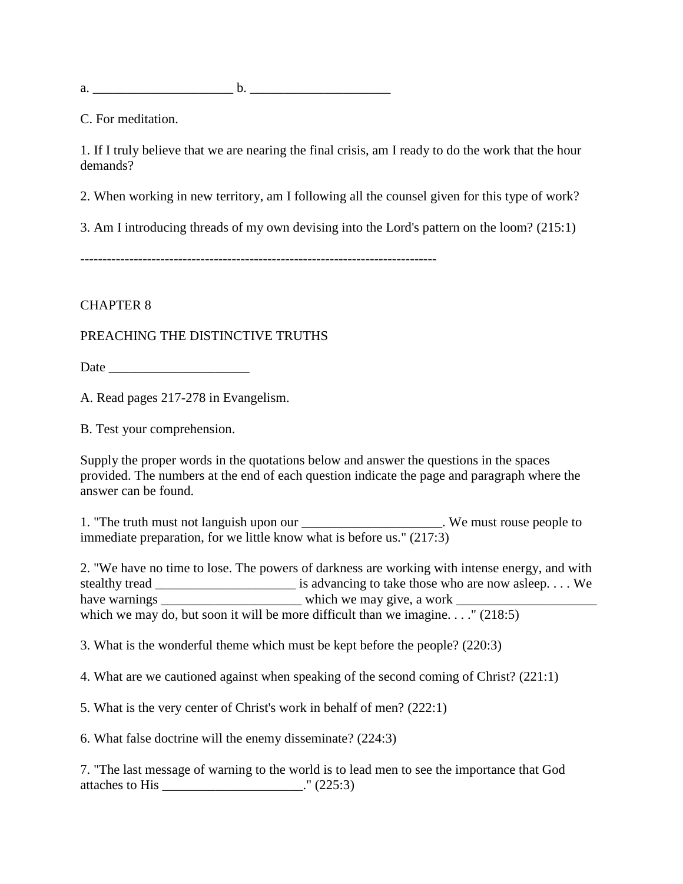a. _____________________ b. _____________________

C. For meditation.

1. If I truly believe that we are nearing the final crisis, am I ready to do the work that the hour demands?

2. When working in new territory, am I following all the counsel given for this type of work?

3. Am I introducing threads of my own devising into the Lord's pattern on the loom? (215:1)

--------------------------------------------------------------------------------

CHAPTER 8

PREACHING THE DISTINCTIVE TRUTHS

Date _____________________

A. Read pages 217-278 in Evangelism.

B. Test your comprehension.

Supply the proper words in the quotations below and answer the questions in the spaces provided. The numbers at the end of each question indicate the page and paragraph where the answer can be found.

1. "The truth must not languish upon our _____________________. We must rouse people to immediate preparation, for we little know what is before us." (217:3)

2. "We have no time to lose. The powers of darkness are working with intense energy, and with stealthy tread _____________________ is advancing to take those who are now asleep. . . . We have warnings _____________________ which we may give, a work _____________________ which we may do, but soon it will be more difficult than we imagine. . . ." (218:5)

3. What is the wonderful theme which must be kept before the people? (220:3)

4. What are we cautioned against when speaking of the second coming of Christ? (221:1)

5. What is the very center of Christ's work in behalf of men? (222:1)

6. What false doctrine will the enemy disseminate? (224:3)

7. "The last message of warning to the world is to lead men to see the importance that God attaches to His _____________________." (225:3)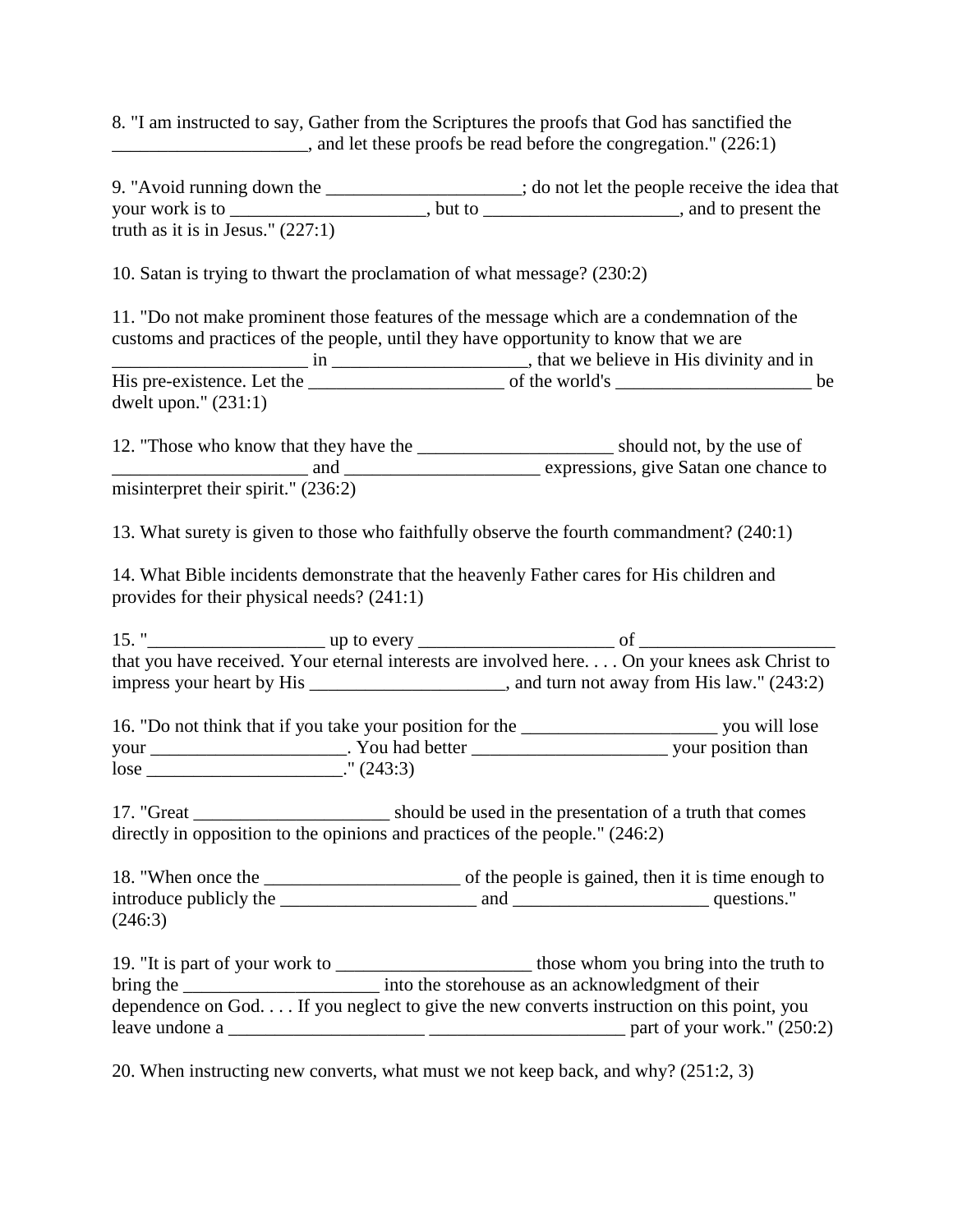8. "I am instructed to say, Gather from the Scriptures the proofs that God has sanctified the _____________________, and let these proofs be read before the congregation." (226:1)

9. "Avoid running down the _____________________; do not let the people receive the idea that your work is to _____________________, but to _____________________, and to present the truth as it is in Jesus." (227:1)

10. Satan is trying to thwart the proclamation of what message? (230:2)

11. "Do not make prominent those features of the message which are a condemnation of the customs and practices of the people, until they have opportunity to know that we are _____________________ in _____________________, that we believe in His divinity and in His pre-existence. Let the _____________________ of the world's _____________________ be dwelt upon." (231:1)

12. "Those who know that they have the _____________________ should not, by the use of _____________________ and _____________________ expressions, give Satan one chance to misinterpret their spirit." (236:2)

13. What surety is given to those who faithfully observe the fourth commandment? (240:1)

14. What Bible incidents demonstrate that the heavenly Father cares for His children and provides for their physical needs? (241:1)

15. "___________________ up to every _____________________ of _____________________ that you have received. Your eternal interests are involved here. . . . On your knees ask Christ to impress your heart by His _____________________, and turn not away from His law." (243:2)

16. "Do not think that if you take your position for the _____________________ you will lose your _____________________. You had better _____________________ your position than lose _____________________." (243:3)

17. "Great _____________________ should be used in the presentation of a truth that comes directly in opposition to the opinions and practices of the people." (246:2)

18. "When once the _____________________ of the people is gained, then it is time enough to introduce publicly the _____________________ and _____________________ questions." (246:3)

19. "It is part of your work to _____________________ those whom you bring into the truth to bring the _____________________ into the storehouse as an acknowledgment of their dependence on God. . . . If you neglect to give the new converts instruction on this point, you leave undone a _____________________ _____________________ part of your work." (250:2)

20. When instructing new converts, what must we not keep back, and why? (251:2, 3)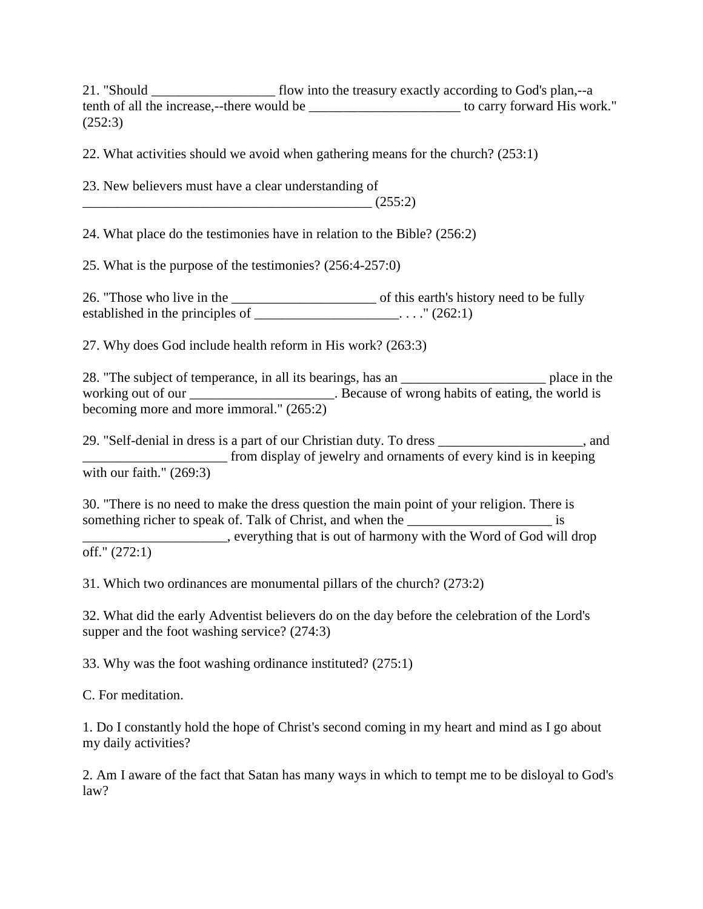21. "Should __________________ flow into the treasury exactly according to God's plan,--a tenth of all the increase,--there would be ______________________ to carry forward His work." (252:3)

22. What activities should we avoid when gathering means for the church? (253:1)

23. New believers must have a clear understanding of ___________________________________________ (255:2)

24. What place do the testimonies have in relation to the Bible? (256:2)

25. What is the purpose of the testimonies? (256:4-257:0)

26. "Those who live in the _____________________ of this earth's history need to be fully established in the principles of _____________________. . . ." (262:1)

27. Why does God include health reform in His work? (263:3)

28. "The subject of temperance, in all its bearings, has an _____________________ place in the working out of our _____________________. Because of wrong habits of eating, the world is becoming more and more immoral." (265:2)

29. "Self-denial in dress is a part of our Christian duty. To dress _____________________, and _____________________ from display of jewelry and ornaments of every kind is in keeping with our faith." (269:3)

30. "There is no need to make the dress question the main point of your religion. There is something richer to speak of. Talk of Christ, and when the _____________________ is _____________________, everything that is out of harmony with the Word of God will drop off." (272:1)

31. Which two ordinances are monumental pillars of the church? (273:2)

32. What did the early Adventist believers do on the day before the celebration of the Lord's supper and the foot washing service? (274:3)

33. Why was the foot washing ordinance instituted? (275:1)

C. For meditation.

1. Do I constantly hold the hope of Christ's second coming in my heart and mind as I go about my daily activities?

2. Am I aware of the fact that Satan has many ways in which to tempt me to be disloyal to God's law?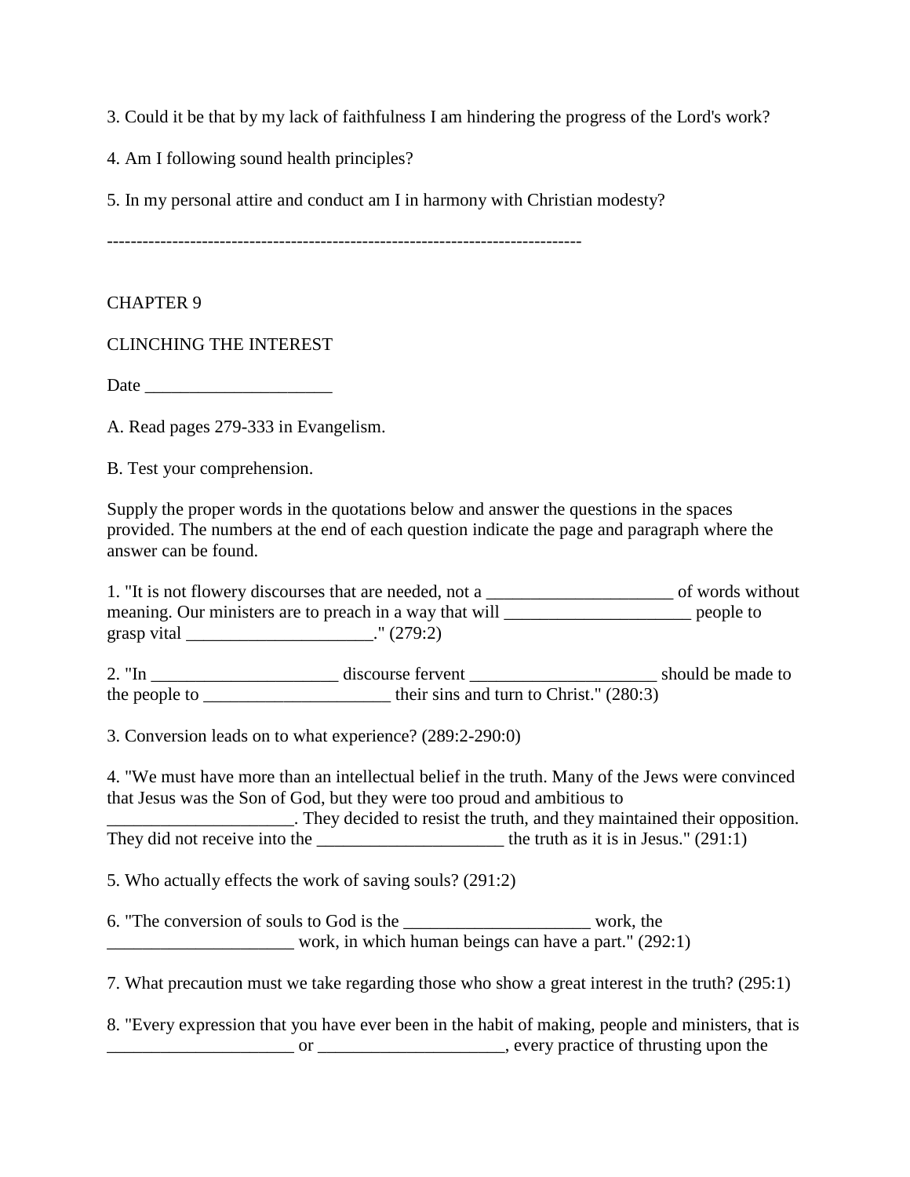3. Could it be that by my lack of faithfulness I am hindering the progress of the Lord's work?

4. Am I following sound health principles?

5. In my personal attire and conduct am I in harmony with Christian modesty?

--------------------------------------------------------------------------------

CHAPTER 9

CLINCHING THE INTEREST

Date _____________________

A. Read pages 279-333 in Evangelism.

B. Test your comprehension.

Supply the proper words in the quotations below and answer the questions in the spaces provided. The numbers at the end of each question indicate the page and paragraph where the answer can be found.

1. "It is not flowery discourses that are needed, not a _____________________ of words without meaning. Our ministers are to preach in a way that will _____________________ people to grasp vital _____________________." (279:2)

2. "In _____________________ discourse fervent _____________________ should be made to the people to _____________________ their sins and turn to Christ." (280:3)

3. Conversion leads on to what experience? (289:2-290:0)

4. "We must have more than an intellectual belief in the truth. Many of the Jews were convinced that Jesus was the Son of God, but they were too proud and ambitious to _____________________. They decided to resist the truth, and they maintained their opposition. They did not receive into the _____________________ the truth as it is in Jesus." (291:1)

5. Who actually effects the work of saving souls? (291:2)

6. "The conversion of souls to God is the _____________________ work, the _____________________ work, in which human beings can have a part." (292:1)

7. What precaution must we take regarding those who show a great interest in the truth? (295:1)

8. "Every expression that you have ever been in the habit of making, people and ministers, that is _____________________ or _____________________, every practice of thrusting upon the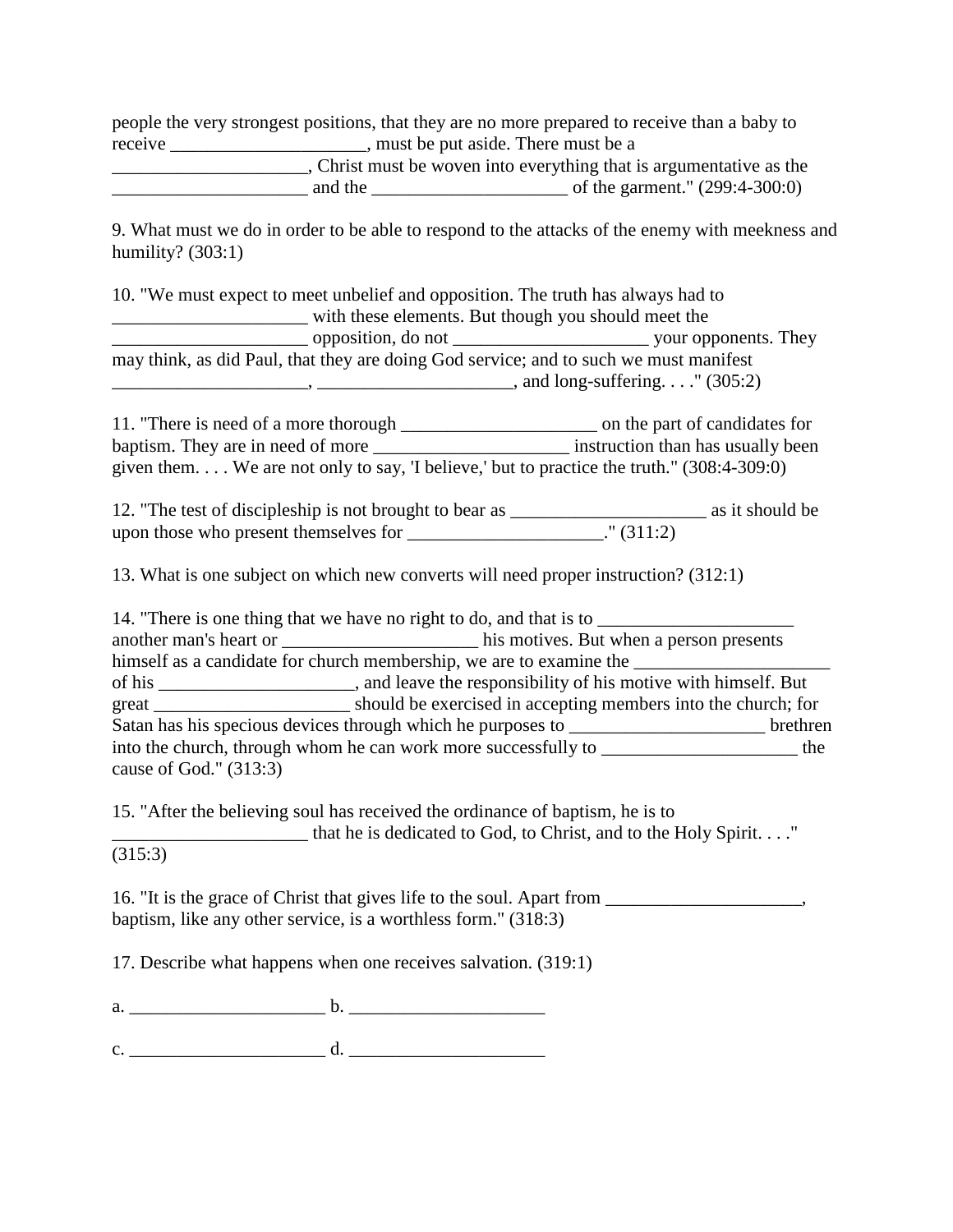people the very strongest positions, that they are no more prepared to receive than a baby to receive _____________________, must be put aside. There must be a _____________________, Christ must be woven into everything that is argumentative as the _____________________ and the _____________________ of the garment." (299:4-300:0)

9. What must we do in order to be able to respond to the attacks of the enemy with meekness and humility? (303:1)

10. "We must expect to meet unbelief and opposition. The truth has always had to _____________________ with these elements. But though you should meet the _____________________ opposition, do not _____________________ your opponents. They may think, as did Paul, that they are doing God service; and to such we must manifest _____________________, _____________________, and long-suffering. . . ." (305:2)

11. "There is need of a more thorough _____________________ on the part of candidates for baptism. They are in need of more _____________________ instruction than has usually been given them. . . . We are not only to say, 'I believe,' but to practice the truth." (308:4-309:0)

12. "The test of discipleship is not brought to bear as _____________________ as it should be upon those who present themselves for _____________________." (311:2)

13. What is one subject on which new converts will need proper instruction? (312:1)

14. "There is one thing that we have no right to do, and that is to _____________________ another man's heart or _____________________ his motives. But when a person presents himself as a candidate for church membership, we are to examine the _____________________ of his _____________________, and leave the responsibility of his motive with himself. But great _____________________ should be exercised in accepting members into the church; for Satan has his specious devices through which he purposes to _____________________ brethren into the church, through whom he can work more successfully to _____________________ the cause of God." (313:3)

15. "After the believing soul has received the ordinance of baptism, he is to _____________________ that he is dedicated to God, to Christ, and to the Holy Spirit. . . ." (315:3)

16. "It is the grace of Christ that gives life to the soul. Apart from _____________________, baptism, like any other service, is a worthless form." (318:3)

17. Describe what happens when one receives salvation. (319:1)

a. _____________________ b. _____________________

c. _____________________ d. _____________________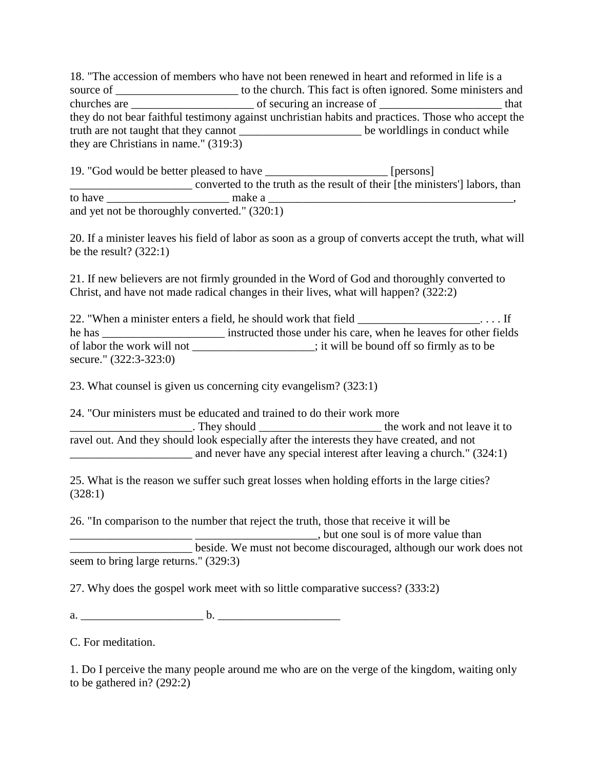18. "The accession of members who have not been renewed in heart and reformed in life is a source of _____________________ to the church. This fact is often ignored. Some ministers and churches are _____________________ of securing an increase of _____________________ that they do not bear faithful testimony against unchristian habits and practices. Those who accept the truth are not taught that they cannot _____________________ be worldlings in conduct while they are Christians in name." (319:3)

19. "God would be better pleased to have _____________________ [persons] _____________________ converted to the truth as the result of their [the ministers'] labors, than to have _____________________ make a ____________________________________________, and yet not be thoroughly converted." (320:1)

20. If a minister leaves his field of labor as soon as a group of converts accept the truth, what will be the result? (322:1)

21. If new believers are not firmly grounded in the Word of God and thoroughly converted to Christ, and have not made radical changes in their lives, what will happen? (322:2)

22. "When a minister enters a field, he should work that field _____________________. . . . If he has _____________________ instructed those under his care, when he leaves for other fields of labor the work will not _____________________; it will be bound off so firmly as to be secure." (322:3-323:0)

23. What counsel is given us concerning city evangelism? (323:1)

24. "Our ministers must be educated and trained to do their work more _____________________. They should _____________________ the work and not leave it to ravel out. And they should look especially after the interests they have created, and not _____________________ and never have any special interest after leaving a church." (324:1)

25. What is the reason we suffer such great losses when holding efforts in the large cities? (328:1)

26. "In comparison to the number that reject the truth, those that receive it will be _____________________ _____________________, but one soul is of more value than _____________________ beside. We must not become discouraged, although our work does not seem to bring large returns." (329:3)

27. Why does the gospel work meet with so little comparative success? (333:2)

a. _____________________ b. _____________________

C. For meditation.

1. Do I perceive the many people around me who are on the verge of the kingdom, waiting only to be gathered in? (292:2)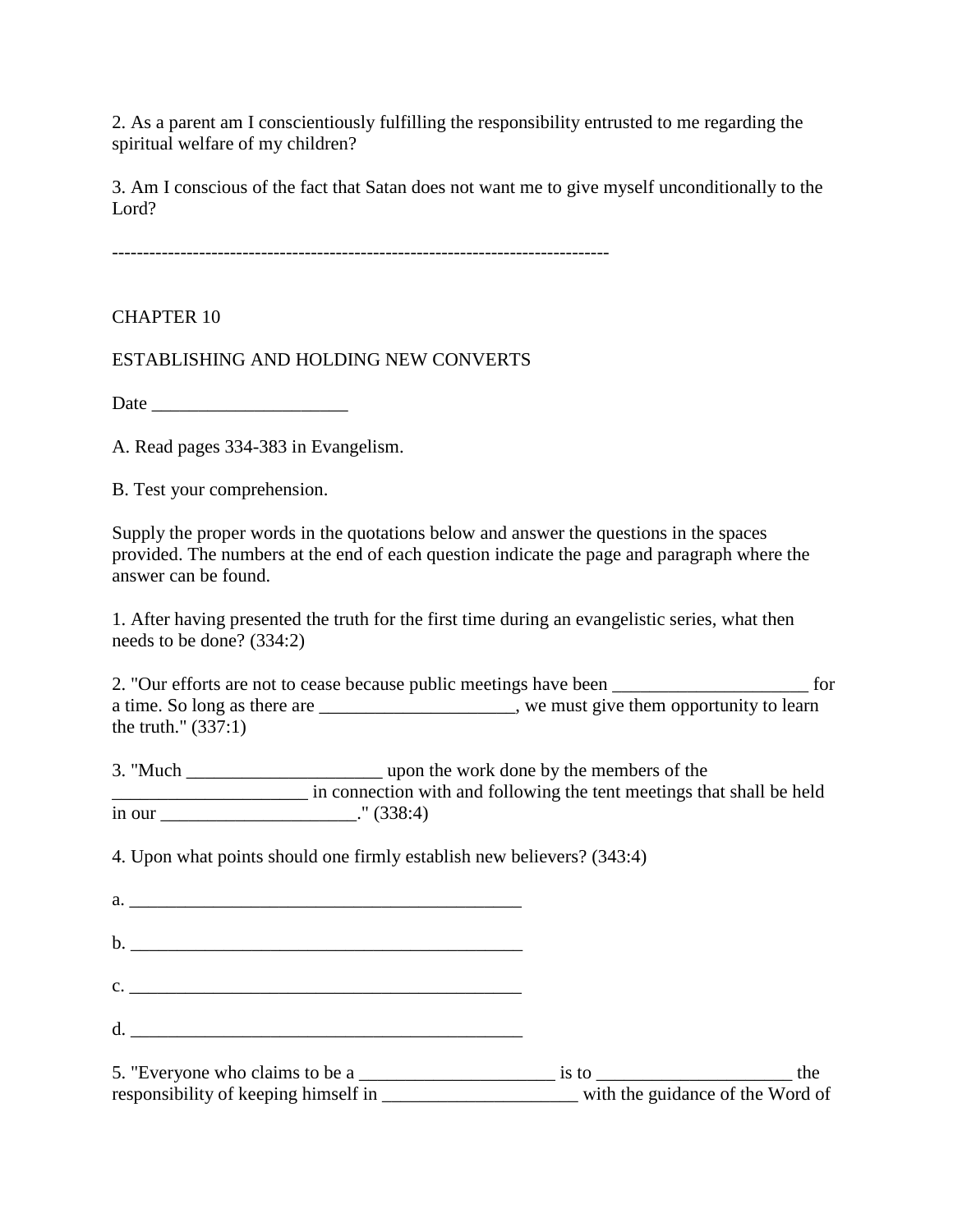2. As a parent am I conscientiously fulfilling the responsibility entrusted to me regarding the spiritual welfare of my children?

3. Am I conscious of the fact that Satan does not want me to give myself unconditionally to the Lord?

--------------------------------------------------------------------------------

## CHAPTER 10

## ESTABLISHING AND HOLDING NEW CONVERTS

Date _____________________

A. Read pages 334-383 in Evangelism.

B. Test your comprehension.

Supply the proper words in the quotations below and answer the questions in the spaces provided. The numbers at the end of each question indicate the page and paragraph where the answer can be found.

1. After having presented the truth for the first time during an evangelistic series, what then needs to be done? (334:2)

2. "Our efforts are not to cease because public meetings have been _____________________ for a time. So long as there are _____________________, we must give them opportunity to learn the truth." (337:1)

3. "Much _____________________ upon the work done by the members of the _____________________ in connection with and following the tent meetings that shall be held in our _____________________." (338:4)

4. Upon what points should one firmly establish new believers? (343:4)

a. ___________________________________________

b. ___________________________________________

c. ___________________________________________

d. ___________________________________________

5. "Everyone who claims to be a _____________________ is to _____________________ the responsibility of keeping himself in _____________________ with the guidance of the Word of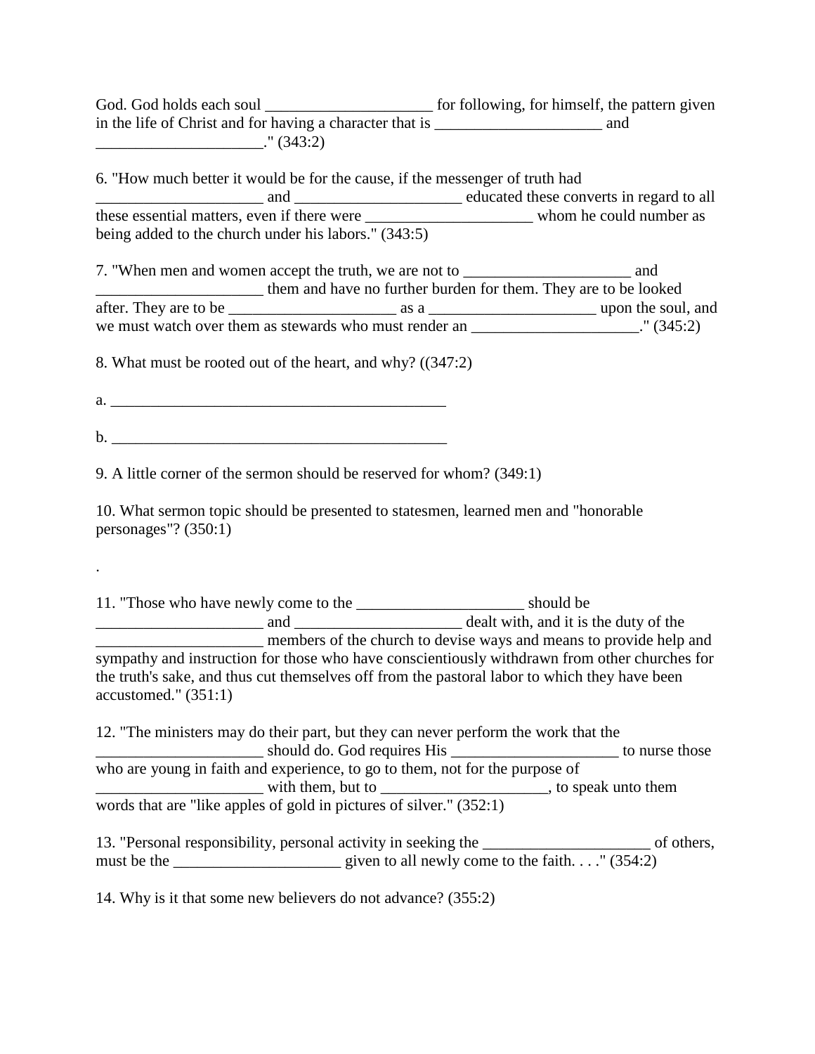God. God holds each soul _____________________ for following, for himself, the pattern given in the life of Christ and for having a character that is _____________________ and _____________________." (343:2)

6. "How much better it would be for the cause, if the messenger of truth had _____________________ and _____________________ educated these converts in regard to all these essential matters, even if there were _____________________ whom he could number as being added to the church under his labors." (343:5)

7. "When men and women accept the truth, we are not to _____________________ and _____________________ them and have no further burden for them. They are to be looked after. They are to be _____________________ as a _____________________ upon the soul, and we must watch over them as stewards who must render an _____________________." (345:2)

8. What must be rooted out of the heart, and why? ((347:2)

a. ___________________________________________

b. ___________________________________________

9. A little corner of the sermon should be reserved for whom? (349:1)

10. What sermon topic should be presented to statesmen, learned men and "honorable personages"? (350:1)

.

11. "Those who have newly come to the _____________________ should be _____________________ and _____________________ dealt with, and it is the duty of the _____________________ members of the church to devise ways and means to provide help and sympathy and instruction for those who have conscientiously withdrawn from other churches for the truth's sake, and thus cut themselves off from the pastoral labor to which they have been accustomed." (351:1)

12. "The ministers may do their part, but they can never perform the work that the _____________________ should do. God requires His _____________________ to nurse those who are young in faith and experience, to go to them, not for the purpose of _____________________ with them, but to _____________________, to speak unto them words that are "like apples of gold in pictures of silver." (352:1)

13. "Personal responsibility, personal activity in seeking the _____________________ of others, must be the _____________________ given to all newly come to the faith. . . ." (354:2)

14. Why is it that some new believers do not advance? (355:2)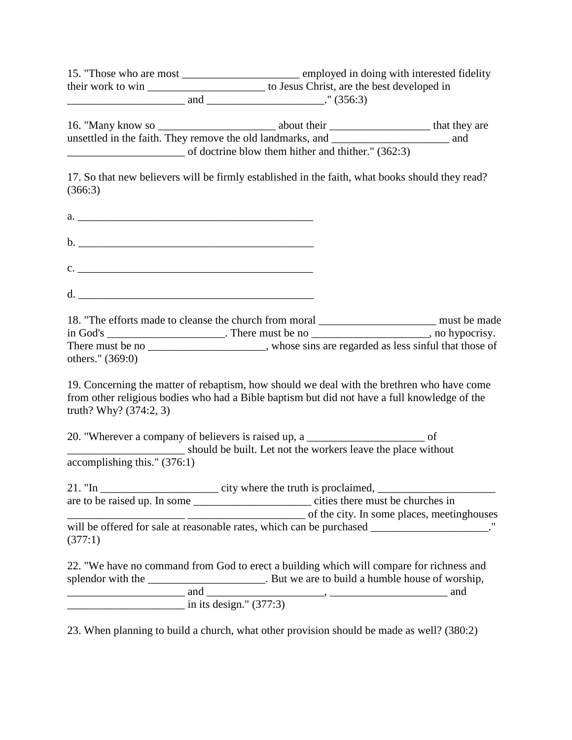15. "Those who are most _____________________ employed in doing with interested fidelity their work to win _____________________ to Jesus Christ, are the best developed in _____________________ and _____________________." (356:3)

16. "Many know so _____________________ about their __________________ that they are unsettled in the faith. They remove the old landmarks, and _____________________ and _____________________ of doctrine blow them hither and thither." (362:3)

17. So that new believers will be firmly established in the faith, what books should they read? (366:3)

a. ____________________________________________

b. ____________________________________________

c. ____________________________________________

d. ____________________________________________

18. "The efforts made to cleanse the church from moral _____________________ must be made in God's _____________________. There must be no _____________________, no hypocrisy. There must be no _____________________, whose sins are regarded as less sinful that those of others." (369:0)

19. Concerning the matter of rebaptism, how should we deal with the brethren who have come from other religious bodies who had a Bible baptism but did not have a full knowledge of the truth? Why? (374:2, 3)

20. "Wherever a company of believers is raised up, a _____________________ of _____________________ should be built. Let not the workers leave the place without accomplishing this." (376:1)

21. "In _____________________ city where the truth is proclaimed, _____________________ are to be raised up. In some _____________________ cities there must be churches in _____________________ _____________________ of the city. In some places, meetinghouses will be offered for sale at reasonable rates, which can be purchased _____________________." (377:1)

22. "We have no command from God to erect a building which will compare for richness and splendor with the _____________________. But we are to build a humble house of worship, _____________________ and _____________________, _____________________ and _____________________ in its design." (377:3)

23. When planning to build a church, what other provision should be made as well? (380:2)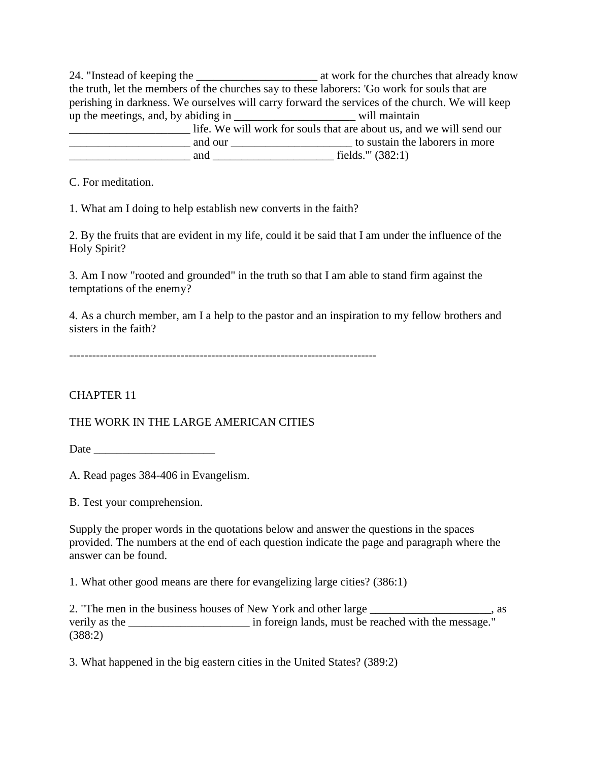24. "Instead of keeping the _____________________ at work for the churches that already know the truth, let the members of the churches say to these laborers: 'Go work for souls that are perishing in darkness. We ourselves will carry forward the services of the church. We will keep up the meetings, and, by abiding in _____________________ will maintain _____________________ life. We will work for souls that are about us, and we will send our _____________________ and our _____________________ to sustain the laborers in more _____________________ and _____________________ fields.'" (382:1)

C. For meditation.

1. What am I doing to help establish new converts in the faith?

2. By the fruits that are evident in my life, could it be said that I am under the influence of the Holy Spirit?

3. Am I now "rooted and grounded" in the truth so that I am able to stand firm against the temptations of the enemy?

4. As a church member, am I a help to the pastor and an inspiration to my fellow brothers and sisters in the faith?

--------------------------------------------------------------------------------

CHAPTER 11

THE WORK IN THE LARGE AMERICAN CITIES

Date _____________________

A. Read pages 384-406 in Evangelism.

B. Test your comprehension.

Supply the proper words in the quotations below and answer the questions in the spaces provided. The numbers at the end of each question indicate the page and paragraph where the answer can be found.

1. What other good means are there for evangelizing large cities? (386:1)

2. "The men in the business houses of New York and other large _____________________, as verily as the _____________________ in foreign lands, must be reached with the message." (388:2)

3. What happened in the big eastern cities in the United States? (389:2)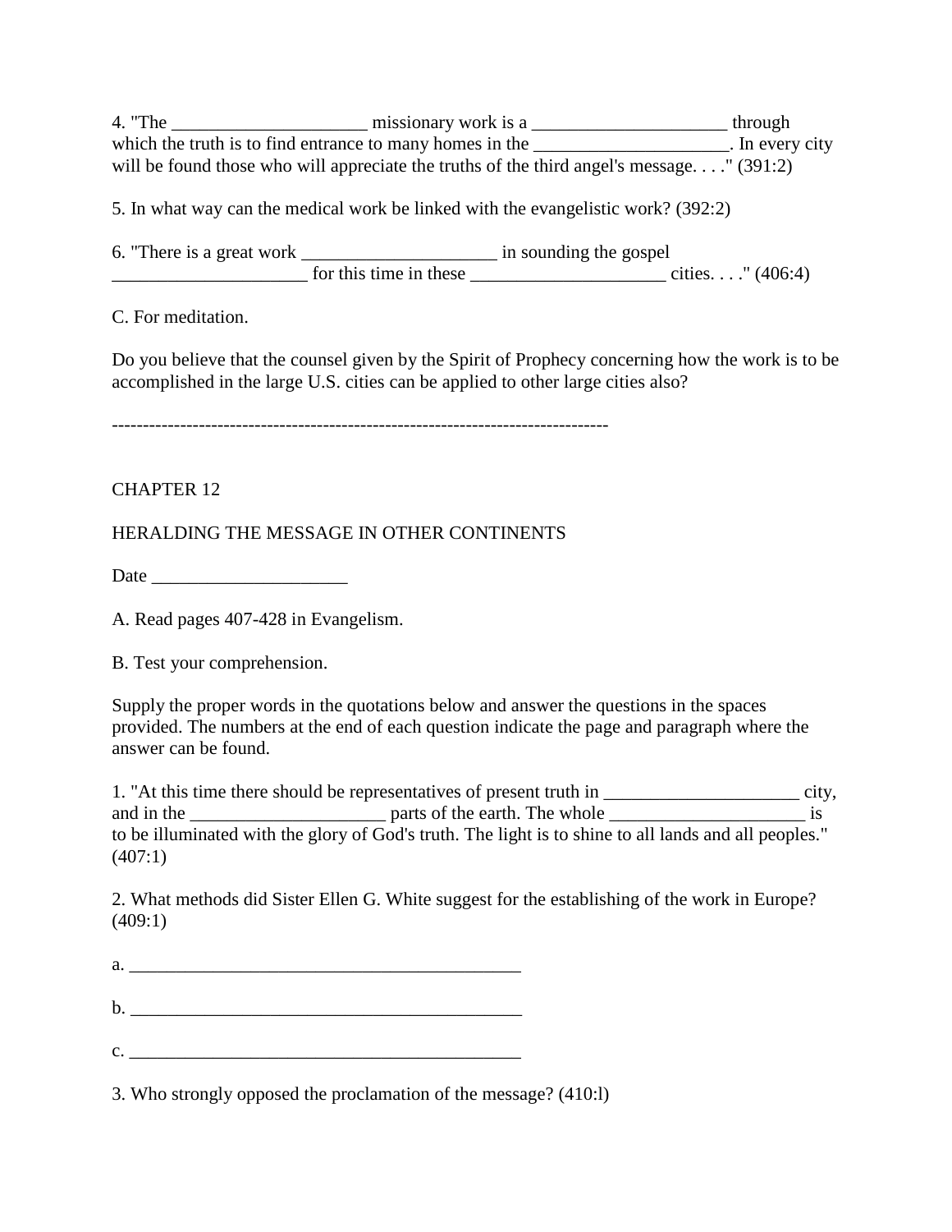4. "The _____________________ missionary work is a _____________________ through which the truth is to find entrance to many homes in the _____________________. In every city will be found those who will appreciate the truths of the third angel's message. . . ." (391:2)

5. In what way can the medical work be linked with the evangelistic work? (392:2)

6. "There is a great work _____________________ in sounding the gospel _____________________ for this time in these _____________________ cities. . . ." (406:4)

C. For meditation.

Do you believe that the counsel given by the Spirit of Prophecy concerning how the work is to be accomplished in the large U.S. cities can be applied to other large cities also?

--------------------------------------------------------------------------------

## CHAPTER 12

## HERALDING THE MESSAGE IN OTHER CONTINENTS

Date _____________________

A. Read pages 407-428 in Evangelism.

B. Test your comprehension.

Supply the proper words in the quotations below and answer the questions in the spaces provided. The numbers at the end of each question indicate the page and paragraph where the answer can be found.

1. "At this time there should be representatives of present truth in _____________________ city, and in the _____________________ parts of the earth. The whole _____________________ is to be illuminated with the glory of God's truth. The light is to shine to all lands and all peoples." (407:1)

2. What methods did Sister Ellen G. White suggest for the establishing of the work in Europe? (409:1)

a. ____________________________________________

b. ____________________________________________

c. ____________________________________________

3. Who strongly opposed the proclamation of the message? (410:l)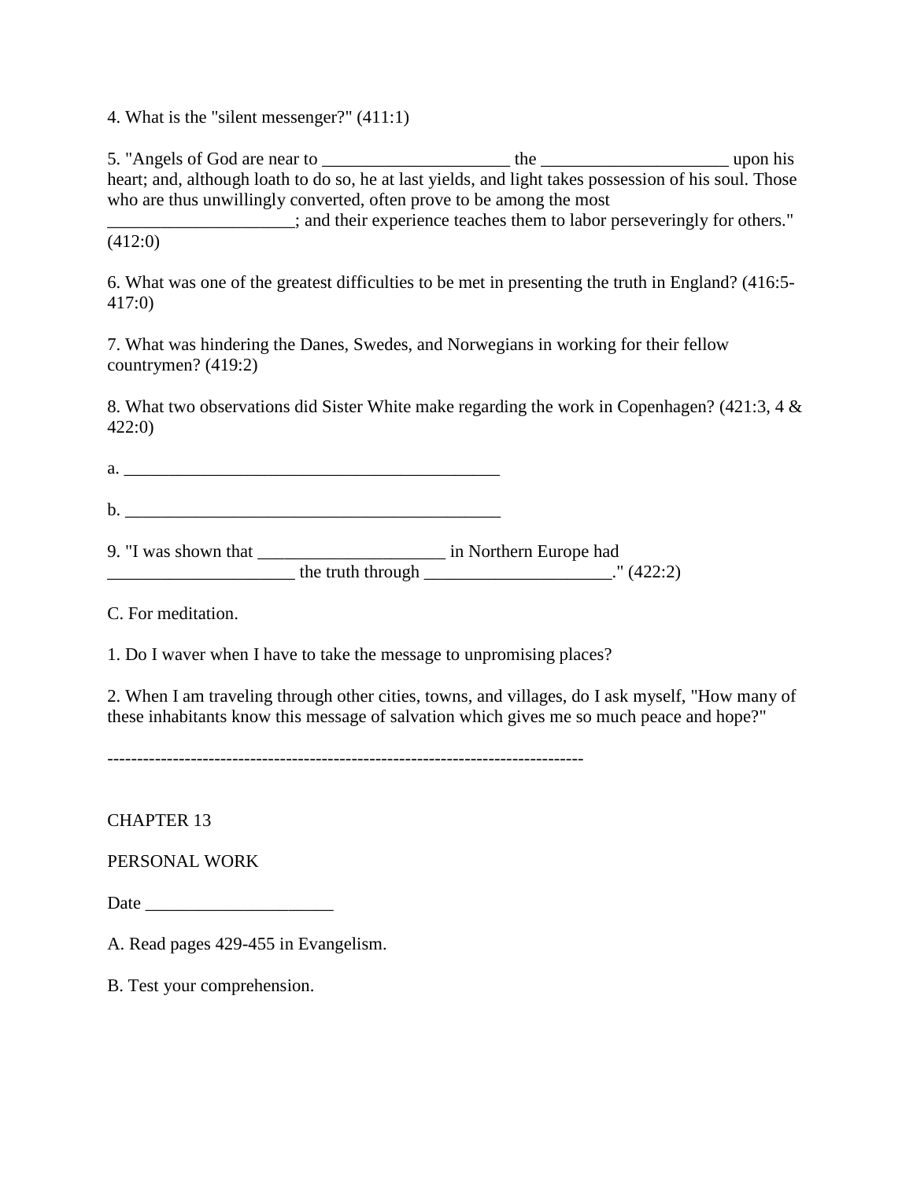4. What is the "silent messenger?" (411:1)

5. "Angels of God are near to _____________________ the _____________________ upon his heart; and, although loath to do so, he at last yields, and light takes possession of his soul. Those who are thus unwillingly converted, often prove to be among the most _____________________; and their experience teaches them to labor perseveringly for others." (412:0)

6. What was one of the greatest difficulties to be met in presenting the truth in England? (416:5-417:0)

7. What was hindering the Danes, Swedes, and Norwegians in working for their fellow countrymen? (419:2)

8. What two observations did Sister White make regarding the work in Copenhagen? (421:3, 4 & 422:0)

a. ___________________________________________

b. ___________________________________________

9. "I was shown that _____________________ in Northern Europe had _____________________ the truth through _____________________." (422:2)

C. For meditation.

1. Do I waver when I have to take the message to unpromising places?

2. When I am traveling through other cities, towns, and villages, do I ask myself, "How many of these inhabitants know this message of salvation which gives me so much peace and hope?"

--------------------------------------------------------------------------------

## CHAPTER 13

## PERSONAL WORK

Date _____________________

A. Read pages 429-455 in Evangelism.

B. Test your comprehension.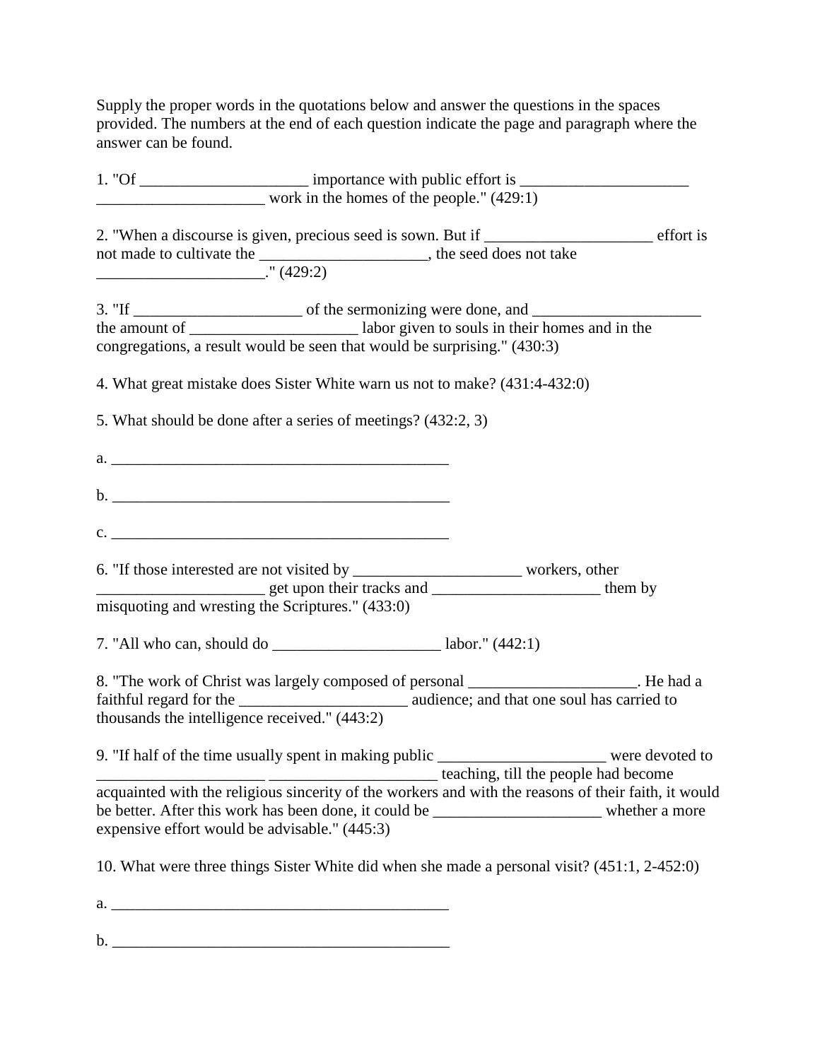Supply the proper words in the quotations below and answer the questions in the spaces provided. The numbers at the end of each question indicate the page and paragraph where the answer can be found.

1. "Of _____________________ importance with public effort is _____________________ _____________________ work in the homes of the people." (429:1)

2. "When a discourse is given, precious seed is sown. But if _____________________ effort is not made to cultivate the _____________________, the seed does not take _____________________." (429:2)

3. "If _____________________ of the sermonizing were done, and _____________________ the amount of _____________________ labor given to souls in their homes and in the congregations, a result would be seen that would be surprising." (430:3)

4. What great mistake does Sister White warn us not to make? (431:4-432:0)

5. What should be done after a series of meetings? (432:2, 3)

a. ___________________________________________

b. ___________________________________________

c. ___________________________________________

6. "If those interested are not visited by _____________________ workers, other _____________________ get upon their tracks and _____________________ them by misquoting and wresting the Scriptures." (433:0)

7. "All who can, should do _____________________ labor." (442:1)

8. "The work of Christ was largely composed of personal _____________________. He had a faithful regard for the _____________________ audience; and that one soul has carried to thousands the intelligence received." (443:2)

9. "If half of the time usually spent in making public _____________________ were devoted to _____________________ _____________________ teaching, till the people had become acquainted with the religious sincerity of the workers and with the reasons of their faith, it would be better. After this work has been done, it could be _____________________ whether a more expensive effort would be advisable." (445:3)

10. What were three things Sister White did when she made a personal visit? (451:1, 2-452:0)

a. ___________________________________________

b. ___________________________________________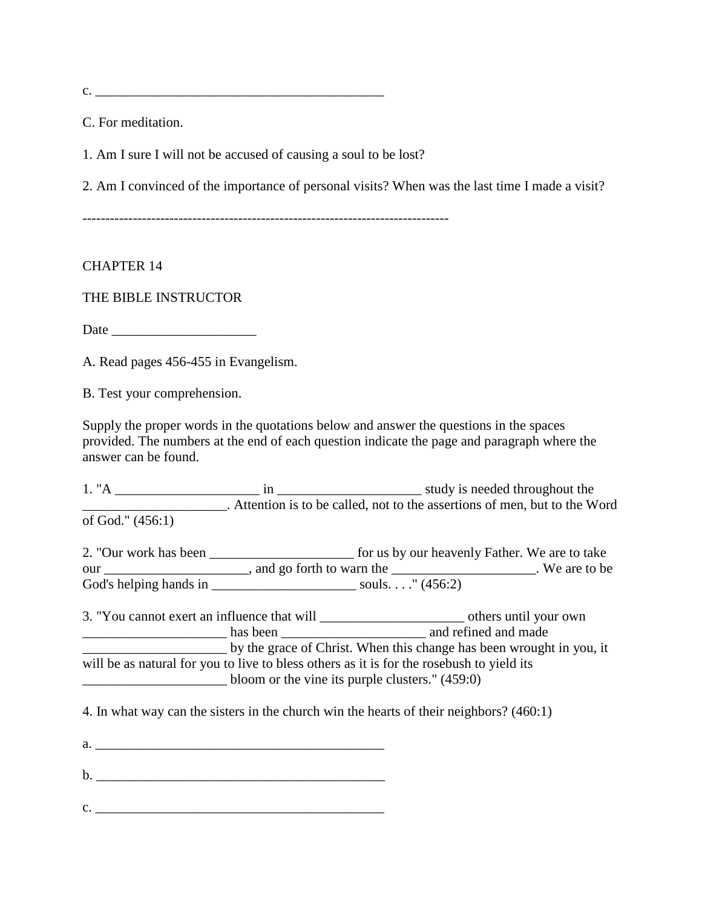c. ____________________________________________

C. For meditation.

1. Am I sure I will not be accused of causing a soul to be lost?

2. Am I convinced of the importance of personal visits? When was the last time I made a visit?

--------------------------------------------------------------------------------

CHAPTER 14

THE BIBLE INSTRUCTOR

Date _____________________

A. Read pages 456-455 in Evangelism.

B. Test your comprehension.

Supply the proper words in the quotations below and answer the questions in the spaces provided. The numbers at the end of each question indicate the page and paragraph where the answer can be found.

1. "A _____________________ in _____________________ study is needed throughout the _____________________. Attention is to be called, not to the assertions of men, but to the Word of God." (456:1)

2. "Our work has been _____________________ for us by our heavenly Father. We are to take our _____________________, and go forth to warn the _____________________. We are to be God's helping hands in _____________________ souls. . . ." (456:2)

3. "You cannot exert an influence that will _____________________ others until your own _____________________ has been _____________________ and refined and made _____________________ by the grace of Christ. When this change has been wrought in you, it will be as natural for you to live to bless others as it is for the rosebush to yield its _____________________ bloom or the vine its purple clusters." (459:0)

4. In what way can the sisters in the church win the hearts of their neighbors? (460:1)

a. ____________________________________________

b. ____________________________________________

c. ____________________________________________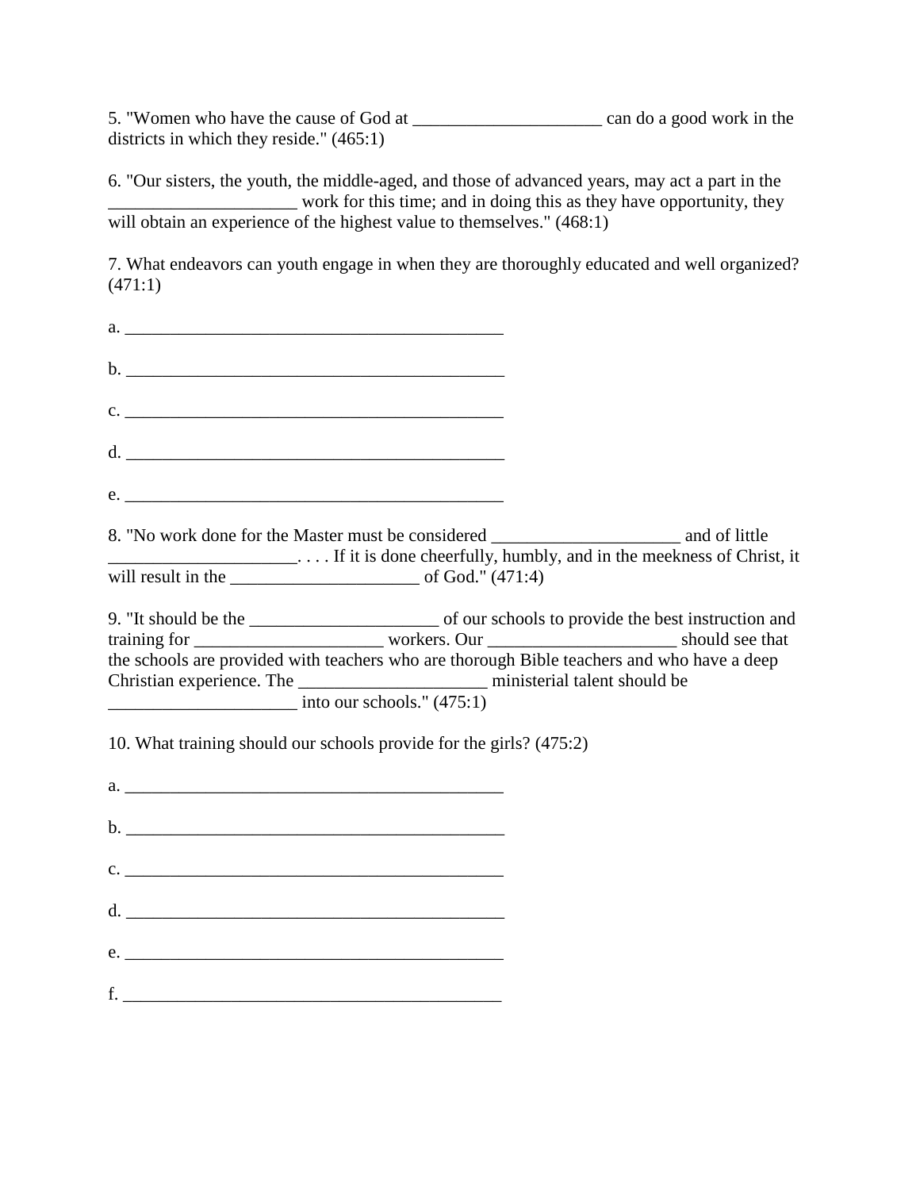5. "Women who have the cause of God at _____________________ can do a good work in the districts in which they reside." (465:1)

6. "Our sisters, the youth, the middle-aged, and those of advanced years, may act a part in the _____________________ work for this time; and in doing this as they have opportunity, they will obtain an experience of the highest value to themselves." (468:1)

7. What endeavors can youth engage in when they are thoroughly educated and well organized? (471:1)

a. ____________________________________________

b. ____________________________________________

c. ____________________________________________

d. ____________________________________________

e. ____________________________________________

8. "No work done for the Master must be considered _____________________ and of little _____________________. . . . If it is done cheerfully, humbly, and in the meekness of Christ, it will result in the _____________________ of God." (471:4)

9. "It should be the _____________________ of our schools to provide the best instruction and training for _____________________ workers. Our _____________________ should see that the schools are provided with teachers who are thorough Bible teachers and who have a deep Christian experience. The _____________________ ministerial talent should be _____________________ into our schools." (475:1)

10. What training should our schools provide for the girls? (475:2)

a. ____________________________________________

b. ____________________________________________

c. ____________________________________________

d. ____________________________________________

e. ____________________________________________

f. ____________________________________________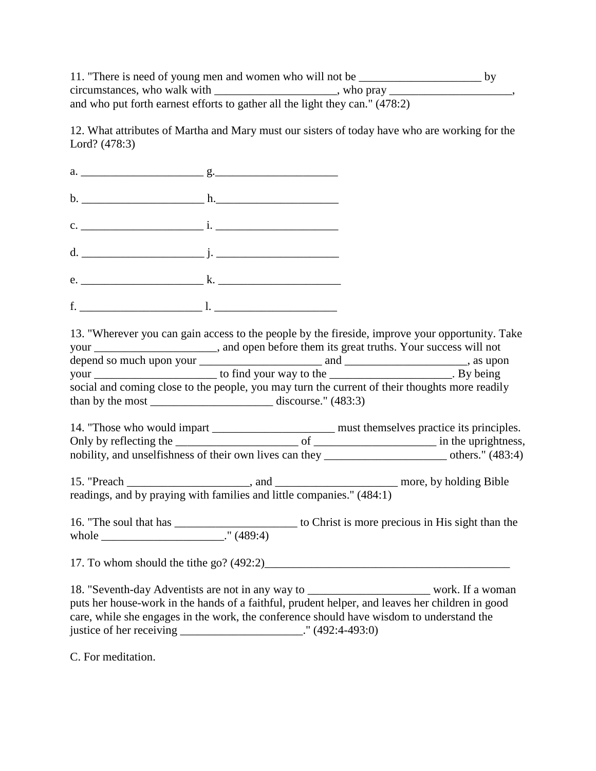11. "There is need of young men and women who will not be _____________________ by circumstances, who walk with _____________________, who pray _____________________, and who put forth earnest efforts to gather all the light they can." (478:2)

12. What attributes of Martha and Mary must our sisters of today have who are working for the Lord? (478:3)

a. _____________________ g._____________________

b. _____________________ h._____________________

c. _____________________ i. _____________________

d. _____________________ j. _____________________

e. _____________________ k. _____________________

f. _____________________ l. _____________________

13. "Wherever you can gain access to the people by the fireside, improve your opportunity. Take your _____________________, and open before them its great truths. Your success will not depend so much upon your _____________________ and _____________________, as upon your _____________________ to find your way to the _____________________. By being social and coming close to the people, you may turn the current of their thoughts more readily than by the most _____________________ discourse." (483:3)

14. "Those who would impart _____________________ must themselves practice its principles. Only by reflecting the _____________________ of _____________________ in the uprightness, nobility, and unselfishness of their own lives can they _____________________ others." (483:4)

15. "Preach _____________________, and _____________________ more, by holding Bible readings, and by praying with families and little companies." (484:1)

16. "The soul that has _____________________ to Christ is more precious in His sight than the whole _____________________." (489:4)

17. To whom should the tithe go? (492:2)_________________________________________

18. "Seventh-day Adventists are not in any way to _____________________ work. If a woman puts her house-work in the hands of a faithful, prudent helper, and leaves her children in good care, while she engages in the work, the conference should have wisdom to understand the justice of her receiving _____________________." (492:4-493:0)

C. For meditation.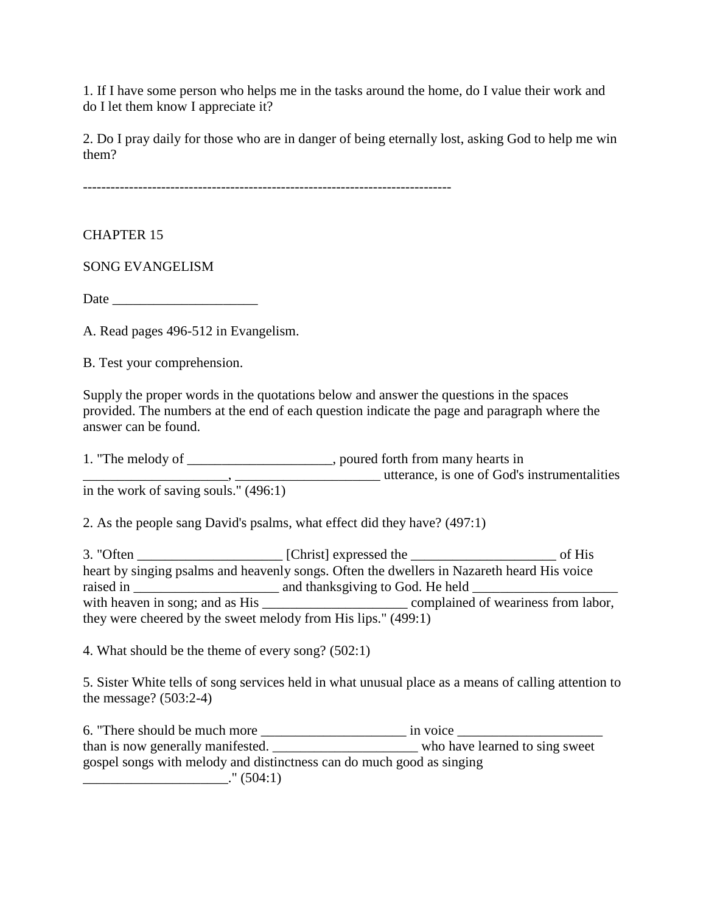1. If I have some person who helps me in the tasks around the home, do I value their work and do I let them know I appreciate it?

2. Do I pray daily for those who are in danger of being eternally lost, asking God to help me win them?

--------------------------------------------------------------------------------

CHAPTER 15

SONG EVANGELISM

Date _____________________

A. Read pages 496-512 in Evangelism.

B. Test your comprehension.

Supply the proper words in the quotations below and answer the questions in the spaces provided. The numbers at the end of each question indicate the page and paragraph where the answer can be found.

1. "The melody of _____________________, poured forth from many hearts in _____________________, _____________________ utterance, is one of God's instrumentalities in the work of saving souls." (496:1)

2. As the people sang David's psalms, what effect did they have? (497:1)

3. "Often _____________________ [Christ] expressed the _____________________ of His heart by singing psalms and heavenly songs. Often the dwellers in Nazareth heard His voice raised in _____________________ and thanksgiving to God. He held _____________________ with heaven in song; and as His _____________________ complained of weariness from labor, they were cheered by the sweet melody from His lips." (499:1)

4. What should be the theme of every song? (502:1)

5. Sister White tells of song services held in what unusual place as a means of calling attention to the message? (503:2-4)

6. "There should be much more _____________________ in voice _____________________ than is now generally manifested. _____________________ who have learned to sing sweet gospel songs with melody and distinctness can do much good as singing _____________________." (504:1)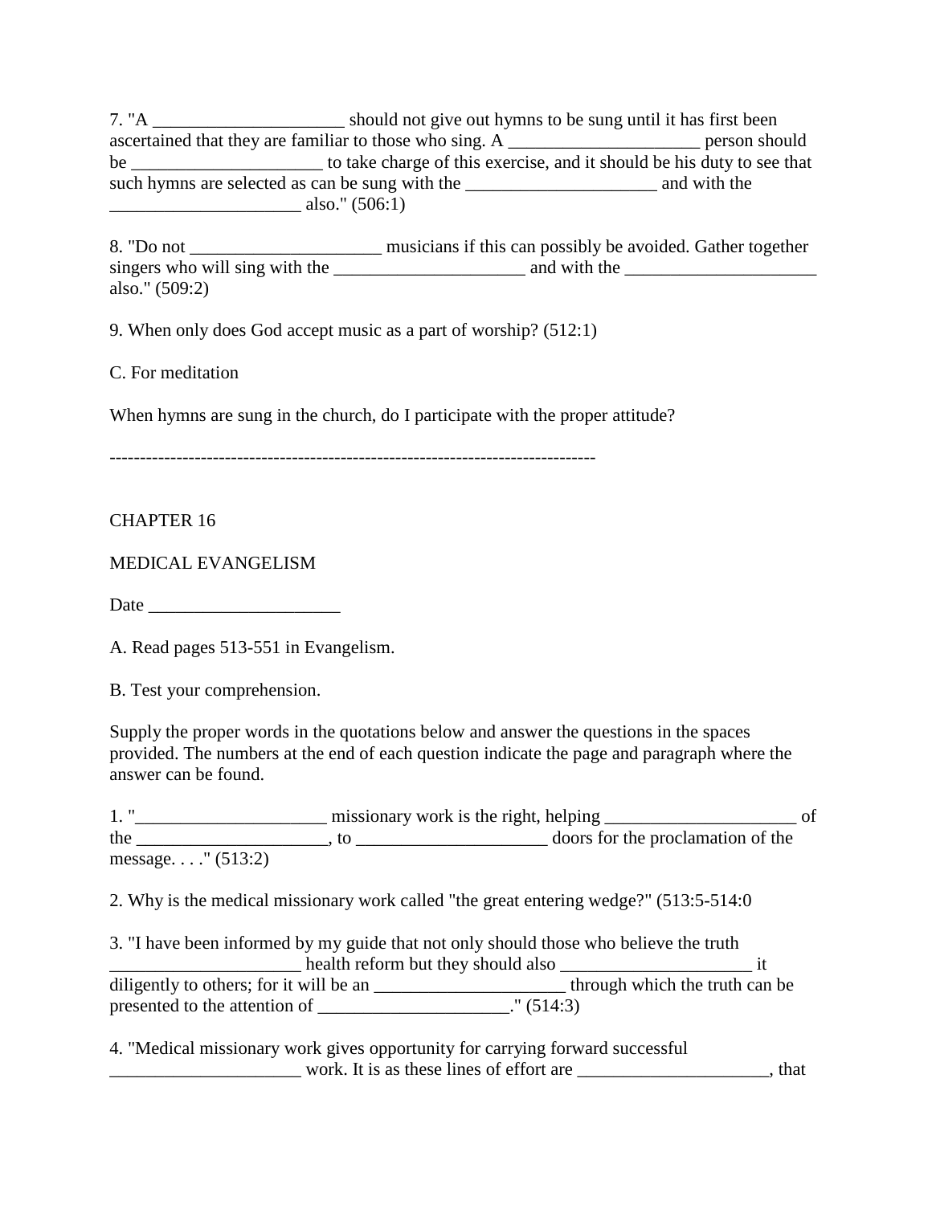7. "A _____________________ should not give out hymns to be sung until it has first been ascertained that they are familiar to those who sing. A _____________________ person should be _____________________ to take charge of this exercise, and it should be his duty to see that such hymns are selected as can be sung with the _____________________ and with the _____________________ also." (506:1)

8. "Do not _____________________ musicians if this can possibly be avoided. Gather together singers who will sing with the _____________________ and with the _____________________ also." (509:2)

9. When only does God accept music as a part of worship? (512:1)

C. For meditation

When hymns are sung in the church, do I participate with the proper attitude?

--------------------------------------------------------------------------------

CHAPTER 16

MEDICAL EVANGELISM

Date _____________________

A. Read pages 513-551 in Evangelism.

B. Test your comprehension.

Supply the proper words in the quotations below and answer the questions in the spaces provided. The numbers at the end of each question indicate the page and paragraph where the answer can be found.

1. "_____________________ missionary work is the right, helping _____________________ of the _____________________, to _____________________ doors for the proclamation of the message. . . ." (513:2)

2. Why is the medical missionary work called "the great entering wedge?" (513:5-514:0

3. "I have been informed by my guide that not only should those who believe the truth _____________________ health reform but they should also _____________________ it diligently to others; for it will be an _____________________ through which the truth can be presented to the attention of _____________________." (514:3)

4. "Medical missionary work gives opportunity for carrying forward successful _____________________ work. It is as these lines of effort are _____________________, that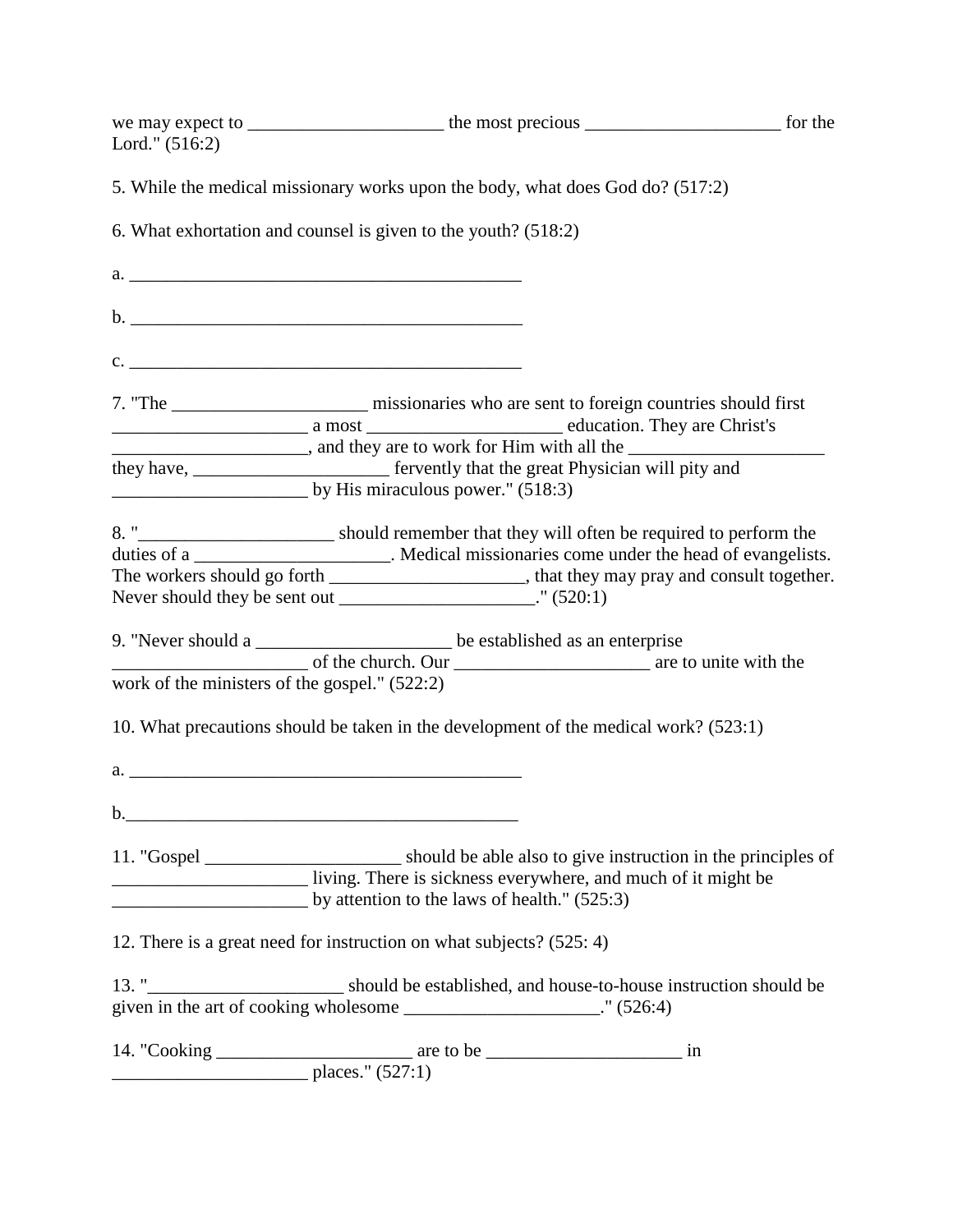we may expect to _____________________ the most precious _____________________ for the Lord." (516:2)

5. While the medical missionary works upon the body, what does God do? (517:2)

6. What exhortation and counsel is given to the youth? (518:2)

a. ___________________________________________

b. ___________________________________________

c. ___________________________________________

7. "The _____________________ missionaries who are sent to foreign countries should first _____________________ a most _____________________ education. They are Christ's _____________________, and they are to work for Him with all the _____________________ they have, _____________________ fervently that the great Physician will pity and _____________________ by His miraculous power." (518:3)

8. "_____________________ should remember that they will often be required to perform the duties of a _____________________. Medical missionaries come under the head of evangelists. The workers should go forth _____________________, that they may pray and consult together. Never should they be sent out _____________________." (520:1)

9. "Never should a _____________________ be established as an enterprise _____________________ of the church. Our _____________________ are to unite with the work of the ministers of the gospel." (522:2)

10. What precautions should be taken in the development of the medical work? (523:1)

a. ___________________________________________

b.___________________________________________

11. "Gospel _____________________ should be able also to give instruction in the principles of _____________________ living. There is sickness everywhere, and much of it might be _____________________ by attention to the laws of health." (525:3)

12. There is a great need for instruction on what subjects? (525: 4)

13. "_____________________ should be established, and house-to-house instruction should be given in the art of cooking wholesome _____________________." (526:4)

14. "Cooking _____________________ are to be _____________________ in _____________________ places." (527:1)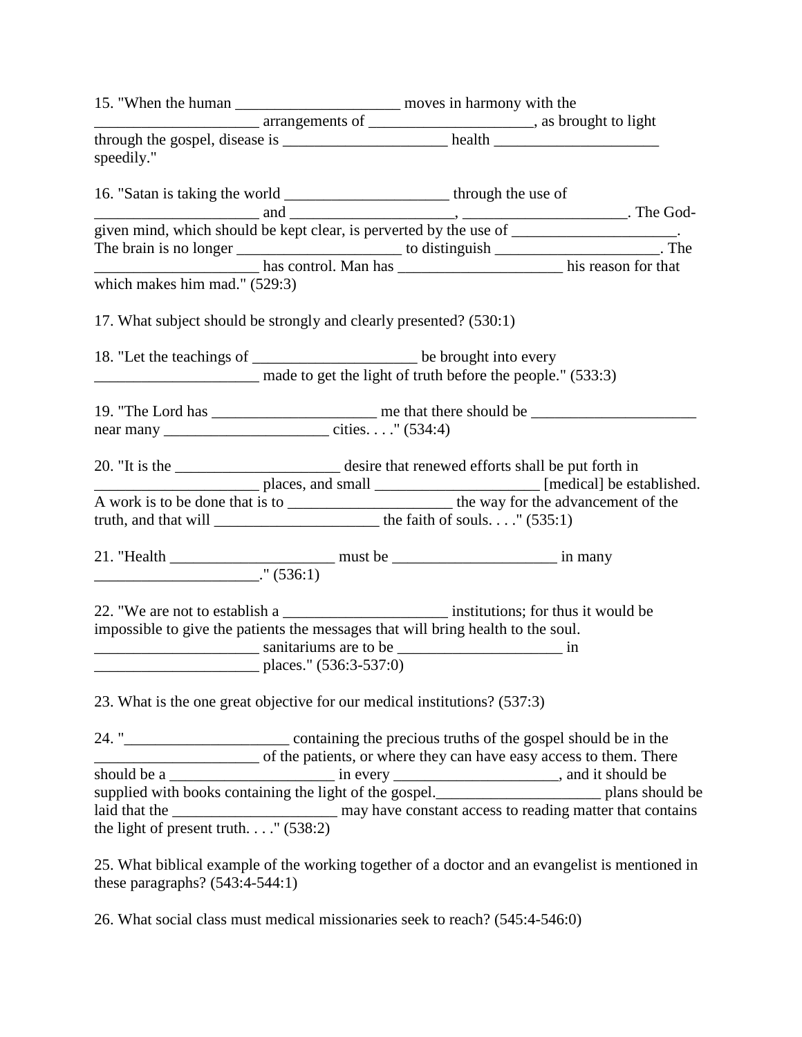15. "When the human _____________________ moves in harmony with the _____________________ arrangements of _____________________, as brought to light through the gospel, disease is _____________________ health _____________________ speedily."

16. "Satan is taking the world _____________________ through the use of _____________________ and _____________________, _____________________. The God-given mind, which should be kept clear, is perverted by the use of _____________________. The brain is no longer _____________________ to distinguish _____________________. The _____________________ has control. Man has _____________________ his reason for that which makes him mad." (529:3)

17. What subject should be strongly and clearly presented? (530:1)

18. "Let the teachings of _____________________ be brought into every _____________________ made to get the light of truth before the people." (533:3)

19. "The Lord has _____________________ me that there should be _____________________ near many _____________________ cities. . . ." (534:4)

20. "It is the _____________________ desire that renewed efforts shall be put forth in _____________________ places, and small _____________________ [medical] be established. A work is to be done that is to _____________________ the way for the advancement of the truth, and that will _____________________ the faith of souls. . . ." (535:1)

21. "Health _____________________ must be _____________________ in many _____________________." (536:1)

22. "We are not to establish a _____________________ institutions; for thus it would be impossible to give the patients the messages that will bring health to the soul. _____________________ sanitariums are to be _____________________ in _____________________ places." (536:3-537:0)

23. What is the one great objective for our medical institutions? (537:3)

24. "_____________________ containing the precious truths of the gospel should be in the _____________________ of the patients, or where they can have easy access to them. There should be a _____________________ in every _____________________, and it should be supplied with books containing the light of the gospel._____________________ plans should be laid that the _____________________ may have constant access to reading matter that contains the light of present truth. . . ." (538:2)

25. What biblical example of the working together of a doctor and an evangelist is mentioned in these paragraphs? (543:4-544:1)

26. What social class must medical missionaries seek to reach? (545:4-546:0)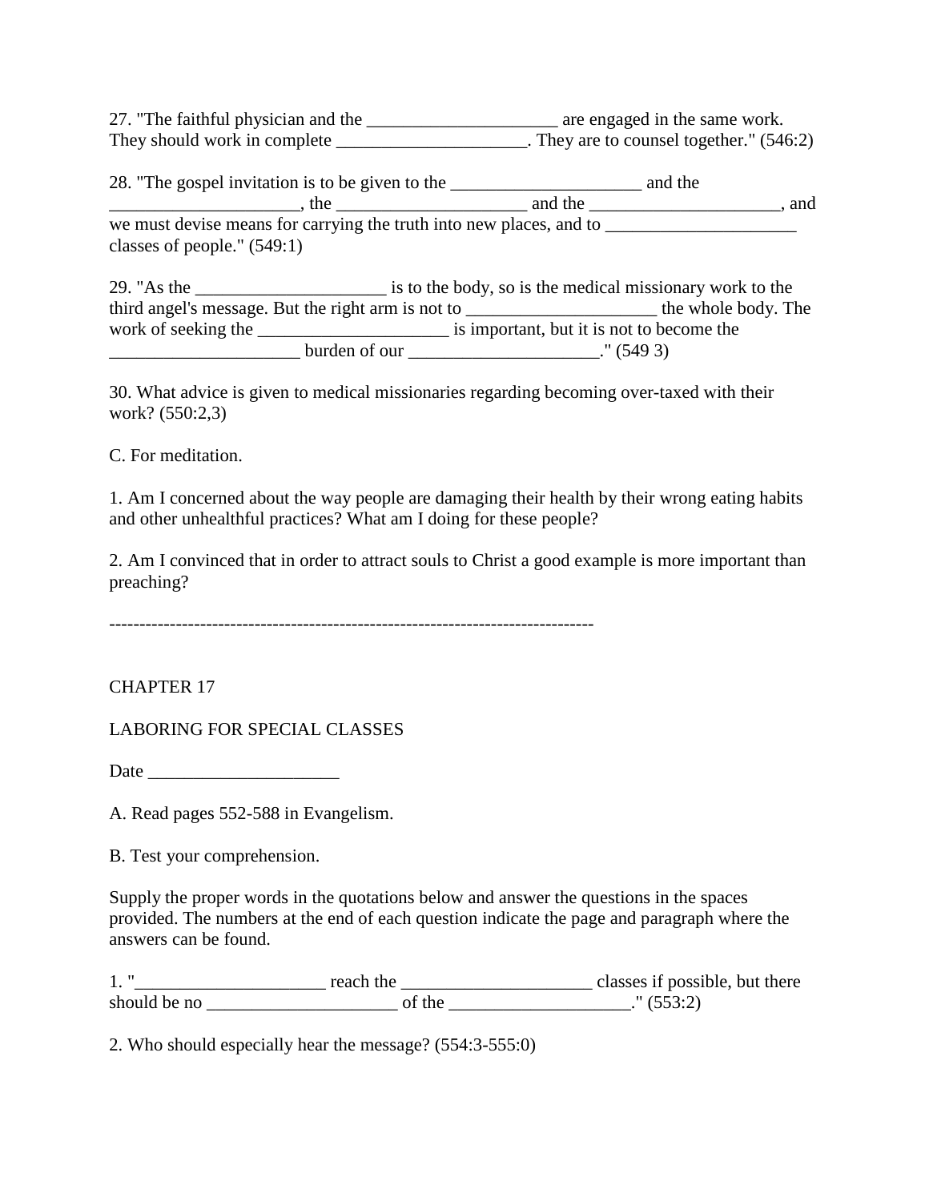27. "The faithful physician and the _____________________ are engaged in the same work. They should work in complete _____________________. They are to counsel together." (546:2)

28. "The gospel invitation is to be given to the _____________________ and the _____________________, the _____________________ and the _____________________, and we must devise means for carrying the truth into new places, and to _____________________ classes of people." (549:1)

29. "As the _____________________ is to the body, so is the medical missionary work to the third angel's message. But the right arm is not to _____________________ the whole body. The work of seeking the _____________________ is important, but it is not to become the _____________________ burden of our _____________________." (549 3)

30. What advice is given to medical missionaries regarding becoming over-taxed with their work? (550:2,3)

C. For meditation.

1. Am I concerned about the way people are damaging their health by their wrong eating habits and other unhealthful practices? What am I doing for these people?

2. Am I convinced that in order to attract souls to Christ a good example is more important than preaching?

--------------------------------------------------------------------------------

## CHAPTER 17

## LABORING FOR SPECIAL CLASSES

Date _____________________

A. Read pages 552-588 in Evangelism.

B. Test your comprehension.

Supply the proper words in the quotations below and answer the questions in the spaces provided. The numbers at the end of each question indicate the page and paragraph where the answers can be found.

1. "_____________________ reach the _____________________ classes if possible, but there should be no _____________________ of the ____________________." (553:2)

2. Who should especially hear the message? (554:3-555:0)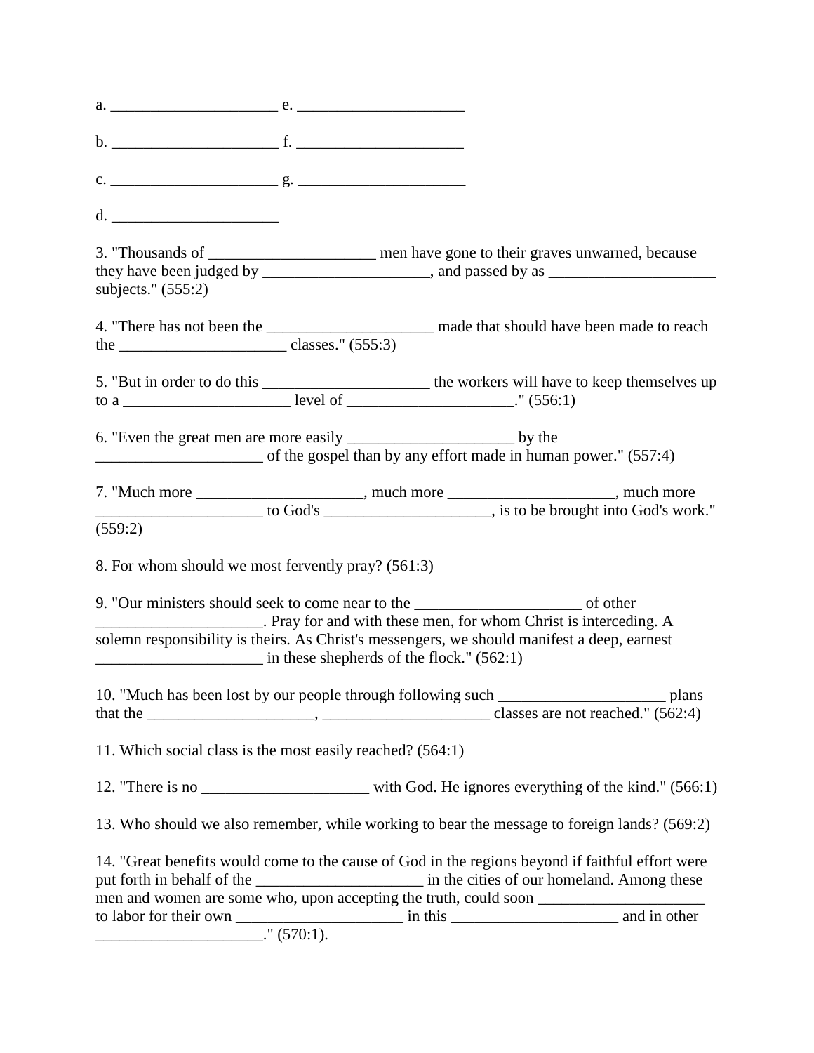a. _____________________ e. _____________________

b. _____________________ f. _____________________

c. _____________________ g. _____________________

d. _____________________

3. "Thousands of _____________________ men have gone to their graves unwarned, because they have been judged by _____________________, and passed by as _____________________ subjects." (555:2)

4. "There has not been the _____________________ made that should have been made to reach the _____________________ classes." (555:3)

5. "But in order to do this _____________________ the workers will have to keep themselves up to a _____________________ level of _____________________." (556:1)

6. "Even the great men are more easily _____________________ by the _____________________ of the gospel than by any effort made in human power." (557:4)

7. "Much more _____________________, much more _____________________, much more _____________________ to God's _____________________, is to be brought into God's work." (559:2)

8. For whom should we most fervently pray? (561:3)

9. "Our ministers should seek to come near to the _____________________ of other _____________________. Pray for and with these men, for whom Christ is interceding. A solemn responsibility is theirs. As Christ's messengers, we should manifest a deep, earnest _____________________ in these shepherds of the flock." (562:1)

10. "Much has been lost by our people through following such _____________________ plans that the _____________________, _____________________ classes are not reached." (562:4)

11. Which social class is the most easily reached? (564:1)

12. "There is no _____________________ with God. He ignores everything of the kind." (566:1)

13. Who should we also remember, while working to bear the message to foreign lands? (569:2)

14. "Great benefits would come to the cause of God in the regions beyond if faithful effort were put forth in behalf of the _____________________ in the cities of our homeland. Among these men and women are some who, upon accepting the truth, could soon _____________________ to labor for their own _____________________ in this _____________________ and in other _____________________." (570:1).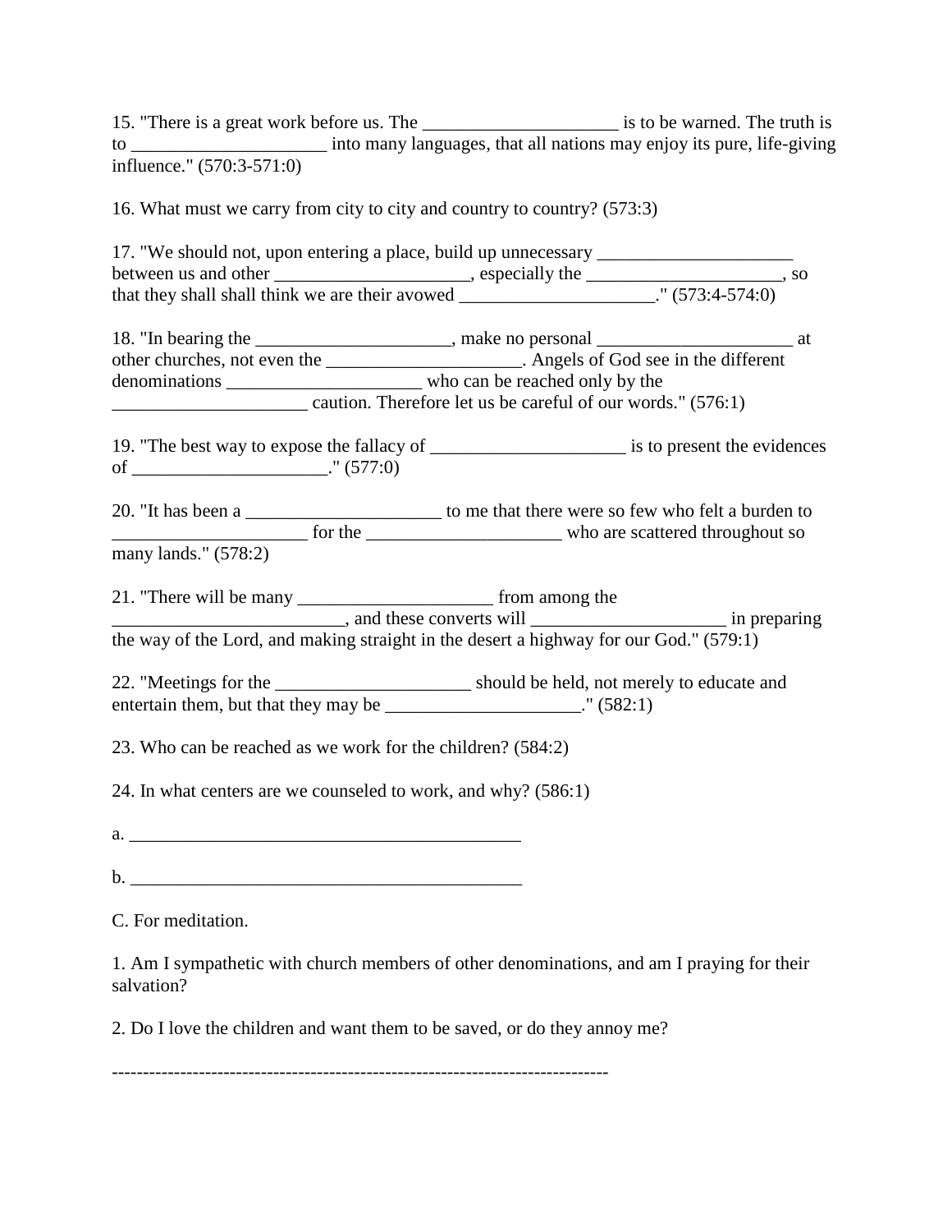15. "There is a great work before us. The _____________________ is to be warned. The truth is to _____________________ into many languages, that all nations may enjoy its pure, life-giving influence." (570:3-571:0)

16. What must we carry from city to city and country to country? (573:3)

17. "We should not, upon entering a place, build up unnecessary _____________________ between us and other _____________________, especially the _____________________, so that they shall shall think we are their avowed _____________________." (573:4-574:0)

18. "In bearing the _____________________, make no personal _____________________ at other churches, not even the _____________________. Angels of God see in the different denominations _____________________ who can be reached only by the _____________________ caution. Therefore let us be careful of our words." (576:1)

19. "The best way to expose the fallacy of _____________________ is to present the evidences of _____________________." (577:0)

20. "It has been a _____________________ to me that there were so few who felt a burden to _____________________ for the _____________________ who are scattered throughout so many lands." (578:2)

21. "There will be many _____________________ from among the _________________________, and these converts will _____________________ in preparing the way of the Lord, and making straight in the desert a highway for our God." (579:1)

22. "Meetings for the _____________________ should be held, not merely to educate and entertain them, but that they may be _____________________." (582:1)

23. Who can be reached as we work for the children? (584:2)

24. In what centers are we counseled to work, and why? (586:1)

a. ___________________________________________

b. ___________________________________________

C. For meditation.

1. Am I sympathetic with church members of other denominations, and am I praying for their salvation?

2. Do I love the children and want them to be saved, or do they annoy me?

--------------------------------------------------------------------------------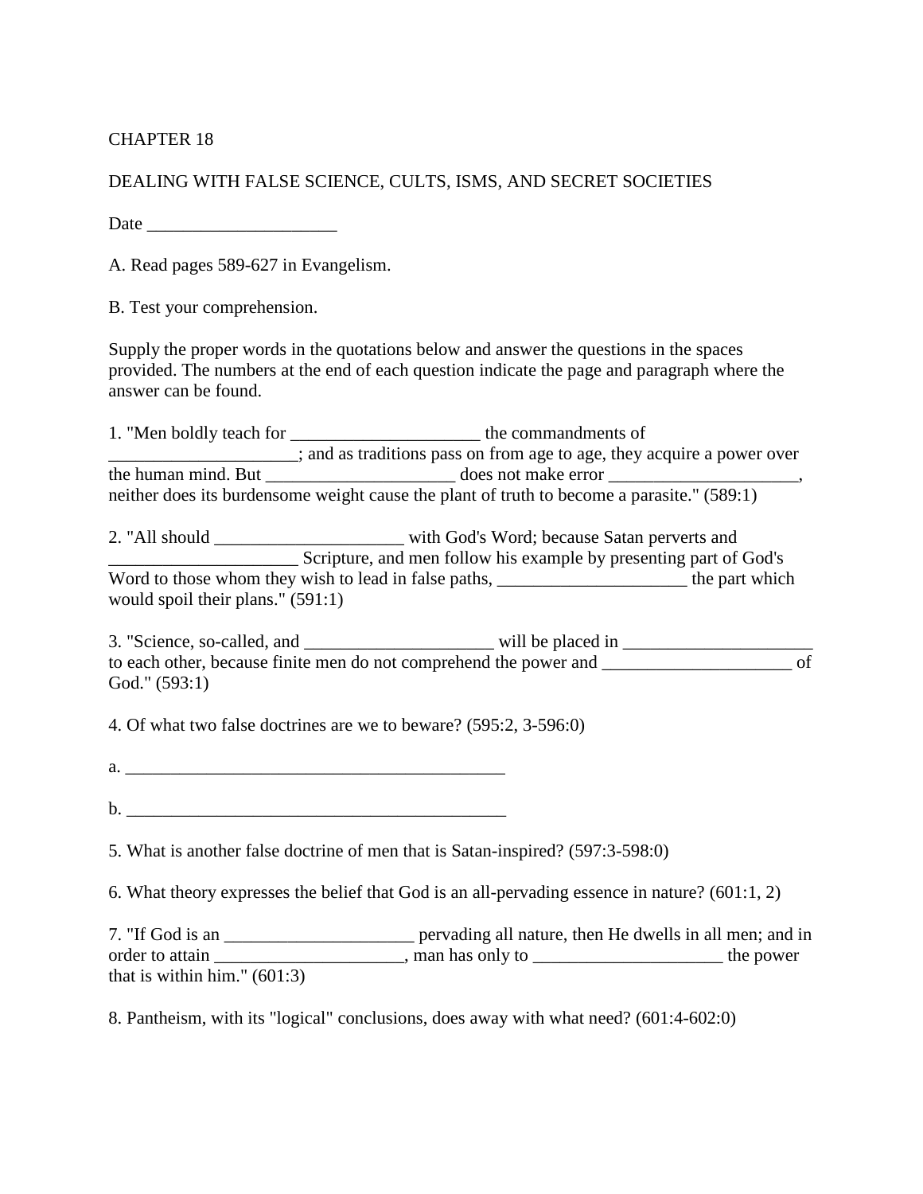# CHAPTER 18

## DEALING WITH FALSE SCIENCE, CULTS, ISMS, AND SECRET SOCIETIES

Date _____________________

A. Read pages 589-627 in Evangelism.

B. Test your comprehension.

Supply the proper words in the quotations below and answer the questions in the spaces provided. The numbers at the end of each question indicate the page and paragraph where the answer can be found.

1. "Men boldly teach for _____________________ the commandments of _____________________; and as traditions pass on from age to age, they acquire a power over the human mind. But _____________________ does not make error _____________________, neither does its burdensome weight cause the plant of truth to become a parasite." (589:1)

2. "All should _____________________ with God's Word; because Satan perverts and _____________________ Scripture, and men follow his example by presenting part of God's Word to those whom they wish to lead in false paths, _____________________ the part which would spoil their plans." (591:1)

3. "Science, so-called, and _____________________ will be placed in _____________________ to each other, because finite men do not comprehend the power and _____________________ of God." (593:1)

4. Of what two false doctrines are we to beware? (595:2, 3-596:0)

a. ___________________________________________

b. ___________________________________________

5. What is another false doctrine of men that is Satan-inspired? (597:3-598:0)

6. What theory expresses the belief that God is an all-pervading essence in nature? (601:1, 2)

7. "If God is an _____________________ pervading all nature, then He dwells in all men; and in order to attain _____________________, man has only to _____________________ the power that is within him." (601:3)

8. Pantheism, with its "logical" conclusions, does away with what need? (601:4-602:0)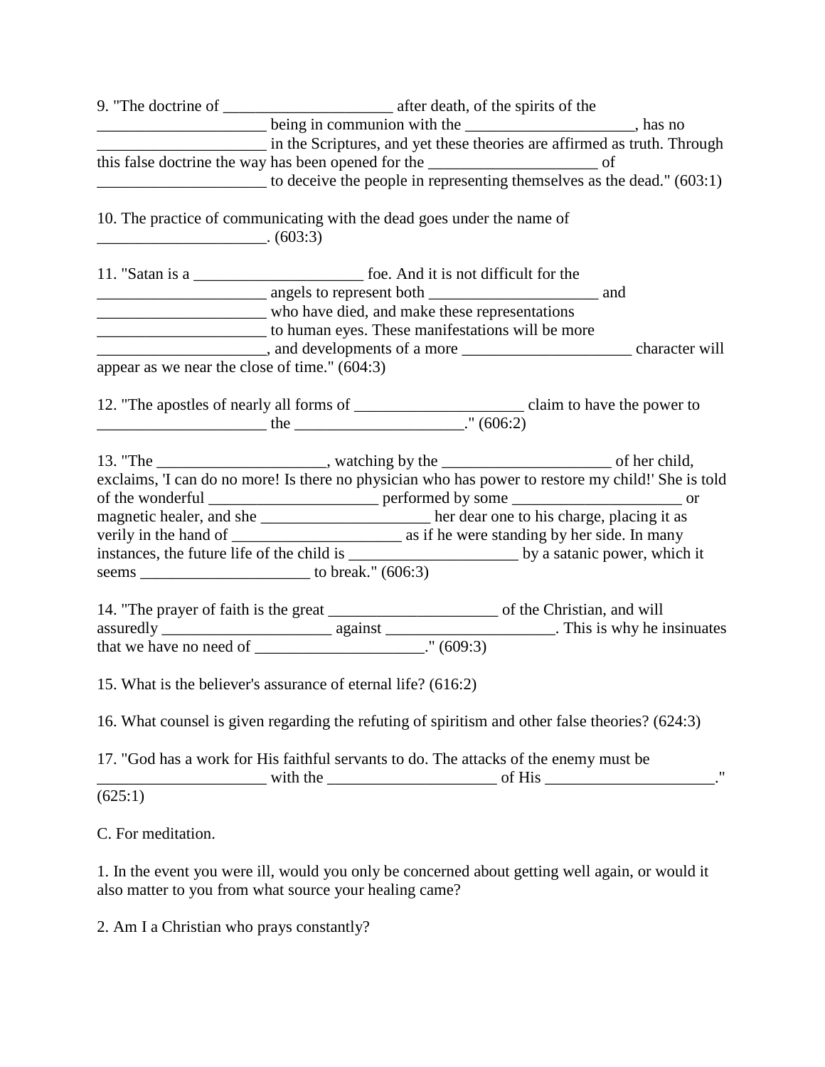9. "The doctrine of _____________________ after death, of the spirits of the _____________________ being in communion with the _____________________, has no _____________________ in the Scriptures, and yet these theories are affirmed as truth. Through this false doctrine the way has been opened for the _____________________ of _____________________ to deceive the people in representing themselves as the dead." (603:1)

10. The practice of communicating with the dead goes under the name of _____________________. (603:3)

11. "Satan is a _____________________ foe. And it is not difficult for the _____________________ angels to represent both _____________________ and _____________________ who have died, and make these representations _____________________ to human eyes. These manifestations will be more _____________________, and developments of a more _____________________ character will appear as we near the close of time." (604:3)

12. "The apostles of nearly all forms of _____________________ claim to have the power to _____________________ the _____________________." (606:2)

13. "The _____________________, watching by the _____________________ of her child, exclaims, 'I can do no more! Is there no physician who has power to restore my child!' She is told of the wonderful _____________________ performed by some _____________________ or magnetic healer, and she _____________________ her dear one to his charge, placing it as verily in the hand of _____________________ as if he were standing by her side. In many instances, the future life of the child is _____________________ by a satanic power, which it seems _____________________ to break." (606:3)

14. "The prayer of faith is the great _____________________ of the Christian, and will assuredly _____________________ against _____________________. This is why he insinuates that we have no need of _____________________." (609:3)

15. What is the believer's assurance of eternal life? (616:2)

16. What counsel is given regarding the refuting of spiritism and other false theories? (624:3)

17. "God has a work for His faithful servants to do. The attacks of the enemy must be _____________________ with the _____________________ of His _____________________." (625:1)

C. For meditation.

1. In the event you were ill, would you only be concerned about getting well again, or would it also matter to you from what source your healing came?

2. Am I a Christian who prays constantly?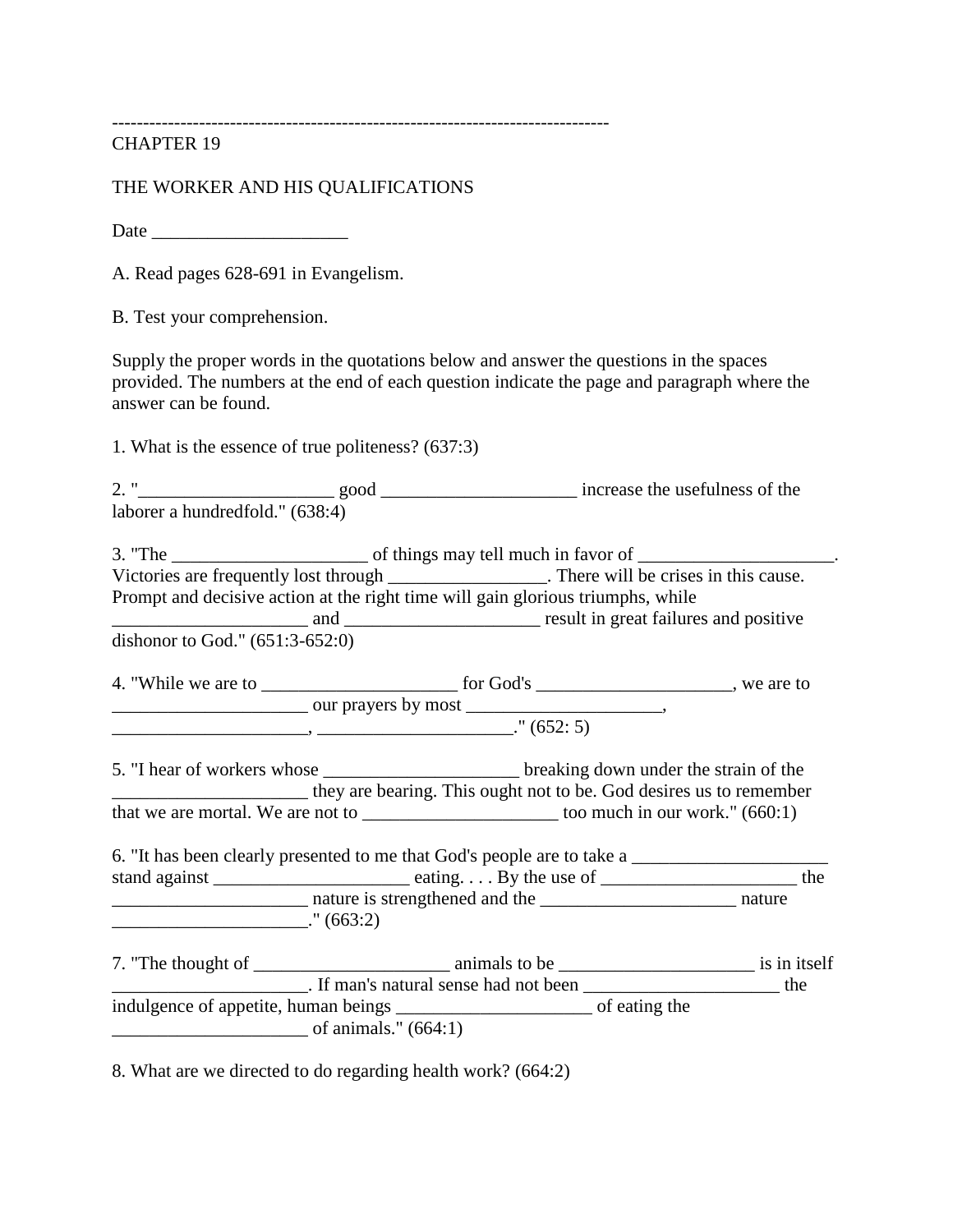--------------------------------------------------------------------------------

CHAPTER 19

THE WORKER AND HIS QUALIFICATIONS

Date _____________________

A. Read pages 628-691 in Evangelism.

B. Test your comprehension.

Supply the proper words in the quotations below and answer the questions in the spaces provided. The numbers at the end of each question indicate the page and paragraph where the answer can be found.

1. What is the essence of true politeness? (637:3)

2. "_____________________ good _____________________ increase the usefulness of the laborer a hundredfold." (638:4)

3. "The _____________________ of things may tell much in favor of _____________________. Victories are frequently lost through _________________. There will be crises in this cause. Prompt and decisive action at the right time will gain glorious triumphs, while _____________________ and _____________________ result in great failures and positive dishonor to God." (651:3-652:0)

4. "While we are to _____________________ for God's _____________________, we are to _____________________ our prayers by most _____________________, _____________________, _____________________." (652: 5)

5. "I hear of workers whose _____________________ breaking down under the strain of the _____________________ they are bearing. This ought not to be. God desires us to remember that we are mortal. We are not to _____________________ too much in our work." (660:1)

6. "It has been clearly presented to me that God's people are to take a _____________________ stand against _____________________ eating. . . . By the use of _____________________ the _____________________ nature is strengthened and the _____________________ nature _____________________." (663:2)

7. "The thought of _____________________ animals to be _____________________ is in itself _____________________. If man's natural sense had not been _____________________ the indulgence of appetite, human beings _____________________ of eating the _____________________ of animals." (664:1)

8. What are we directed to do regarding health work? (664:2)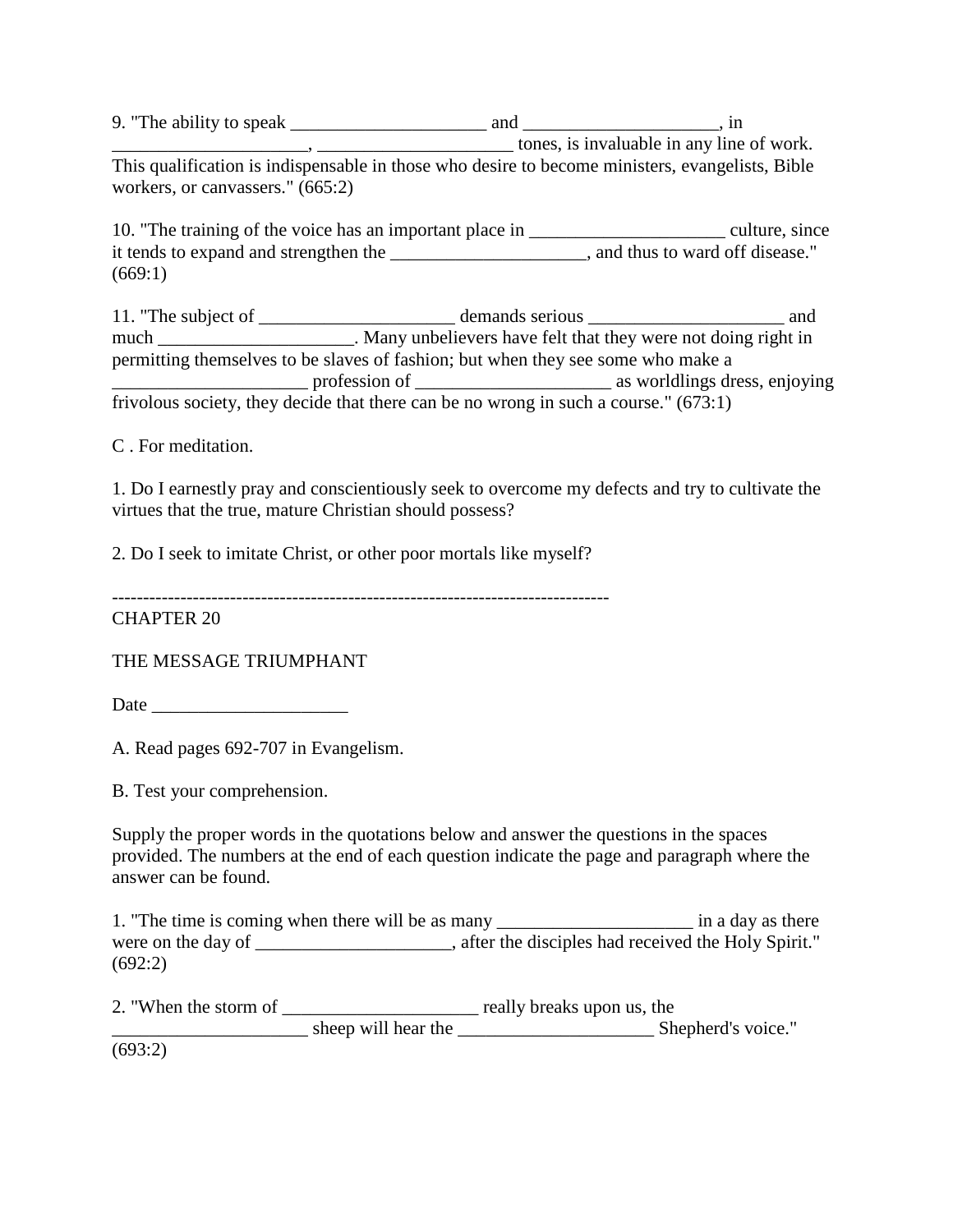9. "The ability to speak _____________________ and _____________________, in _____________________, _____________________ tones, is invaluable in any line of work. This qualification is indispensable in those who desire to become ministers, evangelists, Bible workers, or canvassers." (665:2)

10. "The training of the voice has an important place in _____________________ culture, since it tends to expand and strengthen the _____________________, and thus to ward off disease." (669:1)

11. "The subject of _____________________ demands serious _____________________ and much _____________________. Many unbelievers have felt that they were not doing right in permitting themselves to be slaves of fashion; but when they see some who make a _____________________ profession of _____________________ as worldlings dress, enjoying frivolous society, they decide that there can be no wrong in such a course." (673:1)

C . For meditation.

1. Do I earnestly pray and conscientiously seek to overcome my defects and try to cultivate the virtues that the true, mature Christian should possess?

2. Do I seek to imitate Christ, or other poor mortals like myself?

--------------------------------------------------------------------------------

CHAPTER 20

THE MESSAGE TRIUMPHANT

Date _____________________

A. Read pages 692-707 in Evangelism.

B. Test your comprehension.

Supply the proper words in the quotations below and answer the questions in the spaces provided. The numbers at the end of each question indicate the page and paragraph where the answer can be found.

1. "The time is coming when there will be as many _____________________ in a day as there were on the day of _____________________, after the disciples had received the Holy Spirit." (692:2)

2. "When the storm of _____________________ really breaks upon us, the _____________________ sheep will hear the _____________________ Shepherd's voice." (693:2)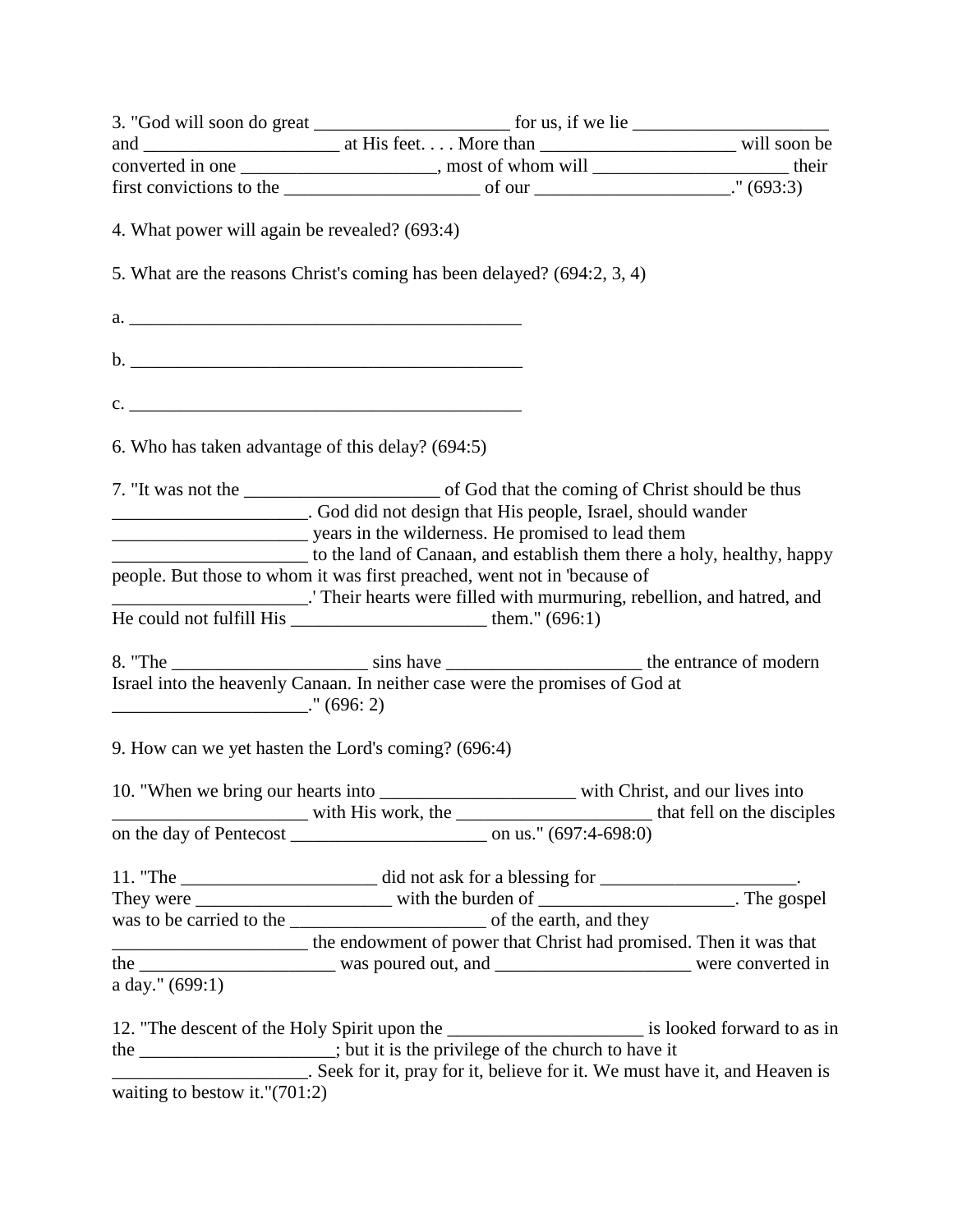3. "God will soon do great _____________________ for us, if we lie _____________________ and _____________________ at His feet. . . . More than _____________________ will soon be converted in one _____________________, most of whom will _____________________ their first convictions to the _____________________ of our _____________________." (693:3)

4. What power will again be revealed? (693:4)

5. What are the reasons Christ's coming has been delayed? (694:2, 3, 4)

a. ____________________________________________

b. ____________________________________________

c. ____________________________________________

6. Who has taken advantage of this delay? (694:5)

7. "It was not the _____________________ of God that the coming of Christ should be thus _____________________. God did not design that His people, Israel, should wander _____________________ years in the wilderness. He promised to lead them _____________________ to the land of Canaan, and establish them there a holy, healthy, happy people. But those to whom it was first preached, went not in 'because of _____________________.' Their hearts were filled with murmuring, rebellion, and hatred, and He could not fulfill His _____________________ them." (696:1)

8. "The _____________________ sins have _____________________ the entrance of modern Israel into the heavenly Canaan. In neither case were the promises of God at _____________________." (696: 2)

9. How can we yet hasten the Lord's coming? (696:4)

10. "When we bring our hearts into _____________________ with Christ, and our lives into _____________________ with His work, the _____________________ that fell on the disciples on the day of Pentecost _____________________ on us." (697:4-698:0)

11. "The _____________________ did not ask for a blessing for _____________________. They were _____________________ with the burden of _____________________. The gospel was to be carried to the _____________________ of the earth, and they _____________________ the endowment of power that Christ had promised. Then it was that the _____________________ was poured out, and _____________________ were converted in a day." (699:1)

12. "The descent of the Holy Spirit upon the _____________________ is looked forward to as in the _____________________; but it is the privilege of the church to have it _____________________. Seek for it, pray for it, believe for it. We must have it, and Heaven is waiting to bestow it."(701:2)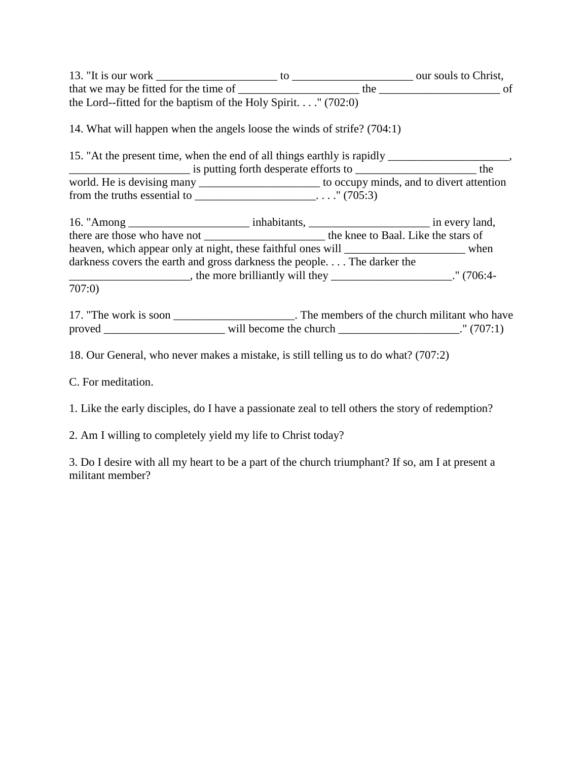13. "It is our work _____________________ to _____________________ our souls to Christ, that we may be fitted for the time of _____________________ the _____________________ of the Lord--fitted for the baptism of the Holy Spirit. . . ." (702:0)

14. What will happen when the angels loose the winds of strife? (704:1)

15. "At the present time, when the end of all things earthly is rapidly _____________________, _____________________ is putting forth desperate efforts to _____________________ the world. He is devising many _____________________ to occupy minds, and to divert attention from the truths essential to _____________________. . . ." (705:3)

16. "Among _____________________ inhabitants, _____________________ in every land, there are those who have not _____________________ the knee to Baal. Like the stars of heaven, which appear only at night, these faithful ones will _____________________ when darkness covers the earth and gross darkness the people. . . . The darker the _____________________, the more brilliantly will they _____________________." (706:4-707:0)

17. "The work is soon _____________________. The members of the church militant who have proved _____________________ will become the church _____________________." (707:1)

18. Our General, who never makes a mistake, is still telling us to do what? (707:2)

C. For meditation.

1. Like the early disciples, do I have a passionate zeal to tell others the story of redemption?

2. Am I willing to completely yield my life to Christ today?

3. Do I desire with all my heart to be a part of the church triumphant? If so, am I at present a militant member?